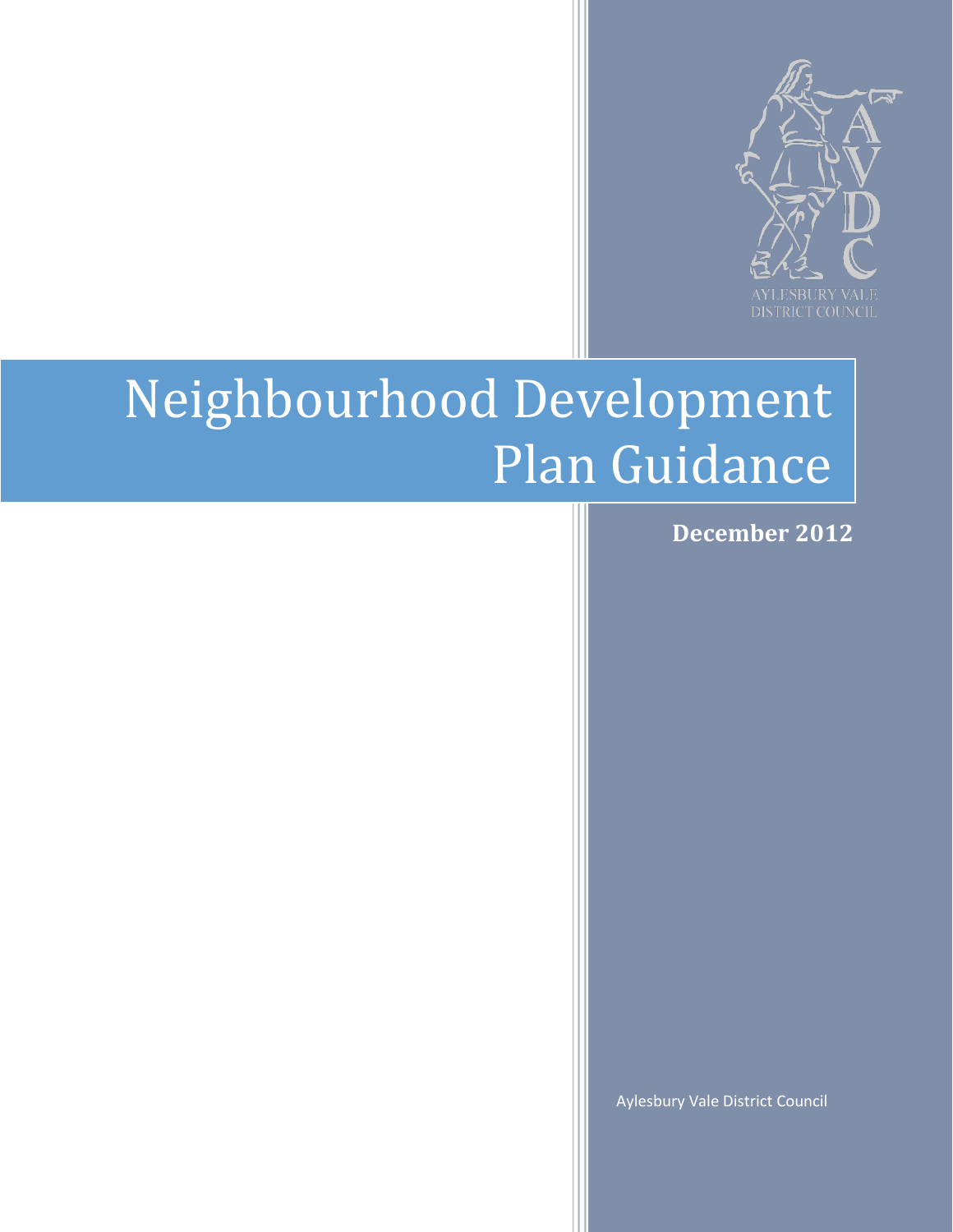AYLESBURY VALE DISTRICT COUNCIL

# Neighbourhood Development Plan Guidance

**December 2012**

Aylesbury Vale District Council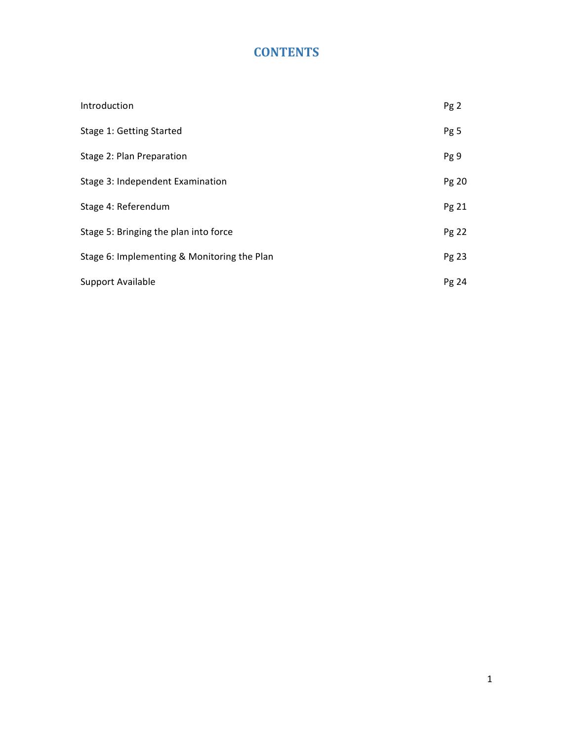# CONTENTS

| | |
|---|---|
| Introduction | Pg 2 |
| Stage 1: Getting Started | Pg 5 |
| Stage 2: Plan Preparation | Pg 9 |
| Stage 3: Independent Examination | Pg 20 |
| Stage 4: Referendum | Pg 21 |
| Stage 5: Bringing the plan into force | Pg 22 |
| Stage 6: Implementing & Monitoring the Plan | Pg 23 |
| Support Available | Pg 24 |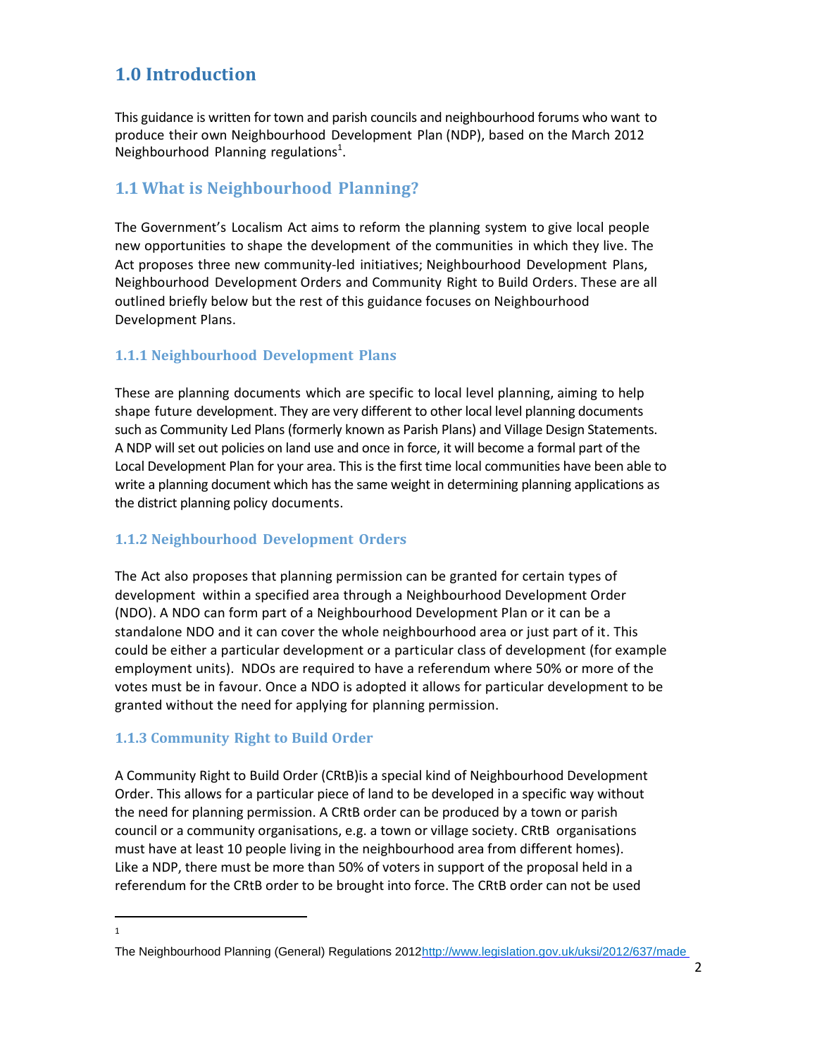# 1.0 Introduction

This guidance is written for town and parish councils and neighbourhood forums who want to produce their own Neighbourhood Development Plan (NDP), based on the March 2012 Neighbourhood Planning regulations[1].

## 1.1 What is Neighbourhood Planning?

The Government's Localism Act aims to reform the planning system to give local people new opportunities to shape the development of the communities in which they live. The Act proposes three new community-led initiatives; Neighbourhood Development Plans, Neighbourhood Development Orders and Community Right to Build Orders. These are all outlined briefly below but the rest of this guidance focuses on Neighbourhood Development Plans.

### 1.1.1 Neighbourhood Development Plans

These are planning documents which are specific to local level planning, aiming to help shape future development. They are very different to other local level planning documents such as Community Led Plans (formerly known as Parish Plans) and Village Design Statements. A NDP will set out policies on land use and once in force, it will become a formal part of the Local Development Plan for your area. This is the first time local communities have been able to write a planning document which has the same weight in determining planning applications as the district planning policy documents.

### 1.1.2 Neighbourhood Development Orders

The Act also proposes that planning permission can be granted for certain types of development within a specified area through a Neighbourhood Development Order (NDO). A NDO can form part of a Neighbourhood Development Plan or it can be a standalone NDO and it can cover the whole neighbourhood area or just part of it. This could be either a particular development or a particular class of development (for example employment units). NDOs are required to have a referendum where 50% or more of the votes must be in favour. Once a NDO is adopted it allows for particular development to be granted without the need for applying for planning permission.

### 1.1.3 Community Right to Build Order

A Community Right to Build Order (CRtB)is a special kind of Neighbourhood Development Order. This allows for a particular piece of land to be developed in a specific way without the need for planning permission. A CRtB order can be produced by a town or parish council or a community organisations, e.g. a town or village society. CRtB organisations must have at least 10 people living in the neighbourhood area from different homes). Like a NDP, there must be more than 50% of voters in support of the proposal held in a referendum for the CRtB order to be brought into force. The CRtB order can not be used

---

[1] The Neighbourhood Planning (General) Regulations 2012 http://www.legislation.gov.uk/uksi/2012/637/made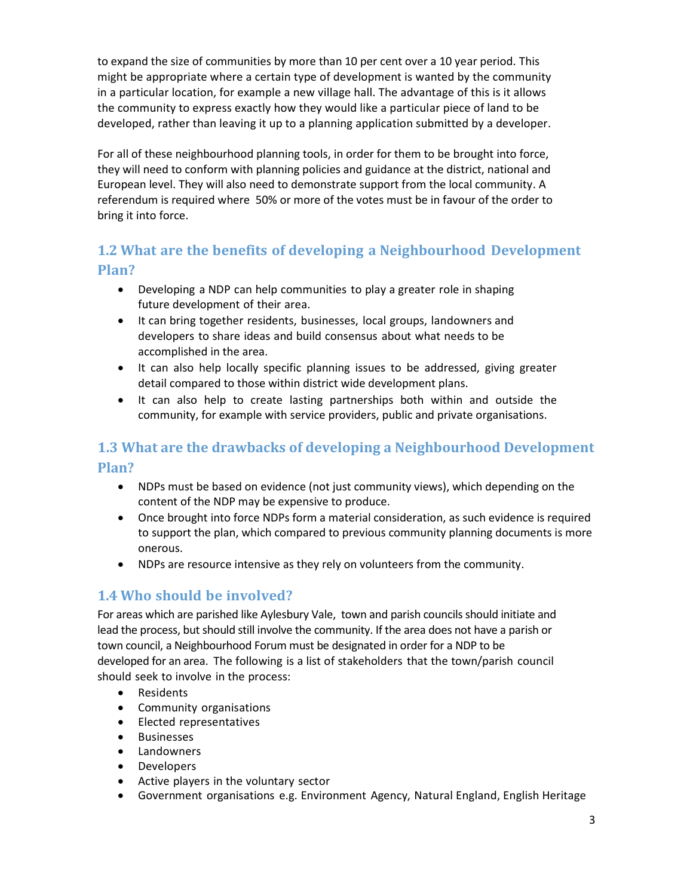to expand the size of communities by more than 10 per cent over a 10 year period. This might be appropriate where a certain type of development is wanted by the community in a particular location, for example a new village hall. The advantage of this is it allows the community to express exactly how they would like a particular piece of land to be developed, rather than leaving it up to a planning application submitted by a developer.

For all of these neighbourhood planning tools, in order for them to be brought into force, they will need to conform with planning policies and guidance at the district, national and European level. They will also need to demonstrate support from the local community. A referendum is required where 50% or more of the votes must be in favour of the order to bring it into force.

## 1.2 What are the benefits of developing a Neighbourhood Development Plan?

- Developing a NDP can help communities to play a greater role in shaping future development of their area.
- It can bring together residents, businesses, local groups, landowners and developers to share ideas and build consensus about what needs to be accomplished in the area.
- It can also help locally specific planning issues to be addressed, giving greater detail compared to those within district wide development plans.
- It can also help to create lasting partnerships both within and outside the community, for example with service providers, public and private organisations.

## 1.3 What are the drawbacks of developing a Neighbourhood Development Plan?

- NDPs must be based on evidence (not just community views), which depending on the content of the NDP may be expensive to produce.
- Once brought into force NDPs form a material consideration, as such evidence is required to support the plan, which compared to previous community planning documents is more onerous.
- NDPs are resource intensive as they rely on volunteers from the community.

## 1.4 Who should be involved?

For areas which are parished like Aylesbury Vale, town and parish councils should initiate and lead the process, but should still involve the community. If the area does not have a parish or town council, a Neighbourhood Forum must be designated in order for a NDP to be developed for an area. The following is a list of stakeholders that the town/parish council should seek to involve in the process:

- Residents
- Community organisations
- Elected representatives
- Businesses
- Landowners
- Developers
- Active players in the voluntary sector
- Government organisations e.g. Environment Agency, Natural England, English Heritage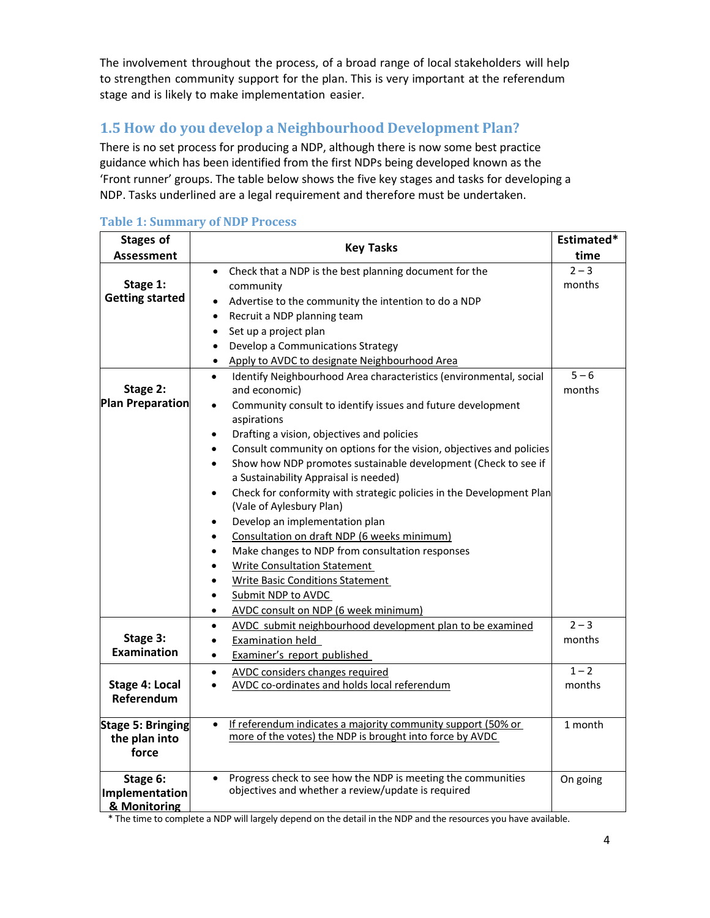The involvement throughout the process, of a broad range of local stakeholders will help to strengthen community support for the plan. This is very important at the referendum stage and is likely to make implementation easier.

## 1.5 How do you develop a Neighbourhood Development Plan?

There is no set process for producing a NDP, although there is now some best practice guidance which has been identified from the first NDPs being developed known as the 'Front runner' groups. The table below shows the five key stages and tasks for developing a NDP. Tasks underlined are a legal requirement and therefore must be undertaken.

**Table 1: Summary of NDP Process**

| Stages of Assessment | Key Tasks | Estimated* time |
|---|---|---|
| **Stage 1: Getting started** | • Check that a NDP is the best planning document for the community<br>• Advertise to the community the intention to do a NDP<br>• Recruit a NDP planning team<br>• Set up a project plan<br>• Develop a Communications Strategy<br>• <u>Apply to AVDC to designate Neighbourhood Area</u> | 2 – 3 months |
| **Stage 2: Plan Preparation** | • Identify Neighbourhood Area characteristics (environmental, social and economic)<br>• Community consult to identify issues and future development aspirations<br>• Drafting a vision, objectives and policies<br>• Consult community on options for the vision, objectives and policies<br>• Show how NDP promotes sustainable development (Check to see if a Sustainability Appraisal is needed)<br>• Check for conformity with strategic policies in the Development Plan (Vale of Aylesbury Plan)<br>• Develop an implementation plan<br>• <u>Consultation on draft NDP (6 weeks minimum)</u><br>• Make changes to NDP from consultation responses<br>• <u>Write Consultation Statement</u><br>• <u>Write Basic Conditions Statement</u><br>• <u>Submit NDP to AVDC</u><br>• <u>AVDC consult on NDP (6 week minimum)</u> | 5 – 6 months |
| **Stage 3: Examination** | • <u>AVDC submit neighbourhood development plan to be examined</u><br>• <u>Examination held</u><br>• <u>Examiner's report published</u> | 2 – 3 months |
| **Stage 4: Local Referendum** | • <u>AVDC considers changes required</u><br>• <u>AVDC co-ordinates and holds local referendum</u> | 1 – 2 months |
| **Stage 5: Bringing the plan into force** | • <u>If referendum indicates a majority community support (50% or more of the votes) the NDP is brought into force by AVDC</u> | 1 month |
| **Stage 6: Implementation & Monitoring** | • Progress check to see how the NDP is meeting the communities objectives and whether a review/update is required | On going |

\* The time to complete a NDP will largely depend on the detail in the NDP and the resources you have available.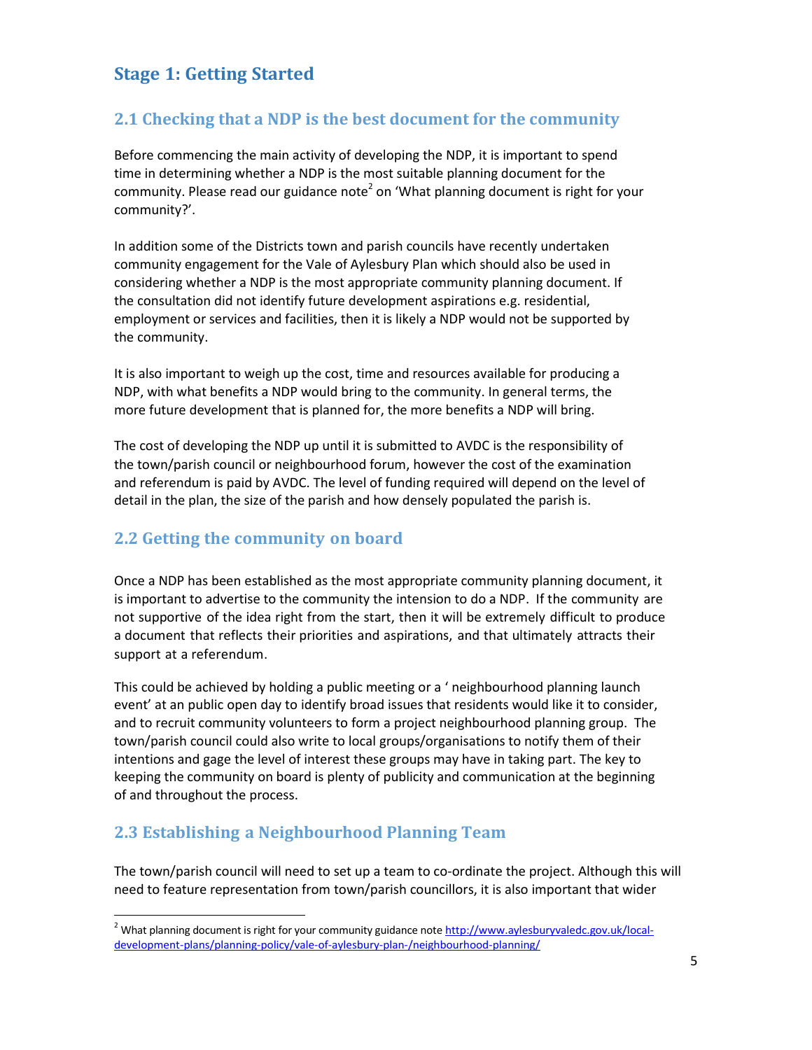# Stage 1: Getting Started

## 2.1 Checking that a NDP is the best document for the community

Before commencing the main activity of developing the NDP, it is important to spend time in determining whether a NDP is the most suitable planning document for the community. Please read our guidance note[2] on 'What planning document is right for your community?'.

In addition some of the Districts town and parish councils have recently undertaken community engagement for the Vale of Aylesbury Plan which should also be used in considering whether a NDP is the most appropriate community planning document. If the consultation did not identify future development aspirations e.g. residential, employment or services and facilities, then it is likely a NDP would not be supported by the community.

It is also important to weigh up the cost, time and resources available for producing a NDP, with what benefits a NDP would bring to the community. In general terms, the more future development that is planned for, the more benefits a NDP will bring.

The cost of developing the NDP up until it is submitted to AVDC is the responsibility of the town/parish council or neighbourhood forum, however the cost of the examination and referendum is paid by AVDC. The level of funding required will depend on the level of detail in the plan, the size of the parish and how densely populated the parish is.

## 2.2 Getting the community on board

Once a NDP has been established as the most appropriate community planning document, it is important to advertise to the community the intension to do a NDP. If the community are not supportive of the idea right from the start, then it will be extremely difficult to produce a document that reflects their priorities and aspirations, and that ultimately attracts their support at a referendum.

This could be achieved by holding a public meeting or a ' neighbourhood planning launch event' at an public open day to identify broad issues that residents would like it to consider, and to recruit community volunteers to form a project neighbourhood planning group. The town/parish council could also write to local groups/organisations to notify them of their intentions and gage the level of interest these groups may have in taking part. The key to keeping the community on board is plenty of publicity and communication at the beginning of and throughout the process.

## 2.3 Establishing a Neighbourhood Planning Team

The town/parish council will need to set up a team to co-ordinate the project. Although this will need to feature representation from town/parish councillors, it is also important that wider

---

[2] What planning document is right for your community guidance note http://www.aylesburyvaledc.gov.uk/local-development-plans/planning-policy/vale-of-aylesbury-plan-/neighbourhood-planning/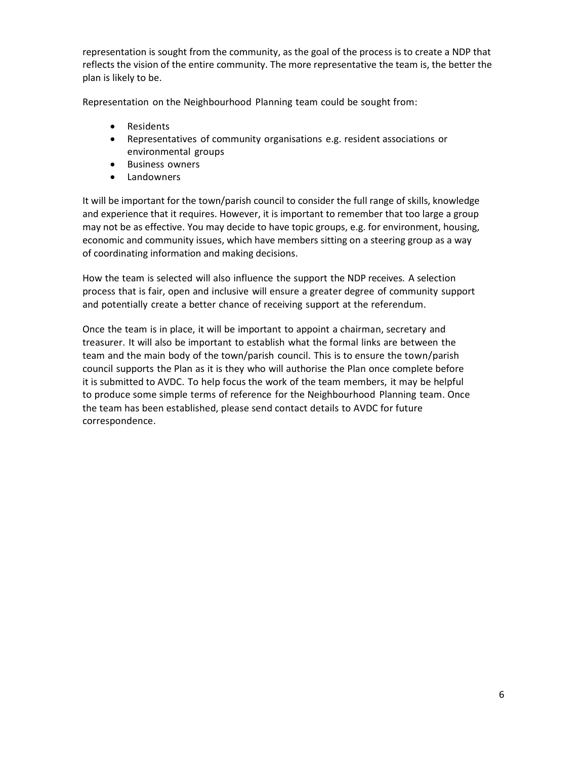representation is sought from the community, as the goal of the process is to create a NDP that reflects the vision of the entire community. The more representative the team is, the better the plan is likely to be.

Representation on the Neighbourhood Planning team could be sought from:

- Residents
- Representatives of community organisations e.g. resident associations or environmental groups
- Business owners
- Landowners

It will be important for the town/parish council to consider the full range of skills, knowledge and experience that it requires. However, it is important to remember that too large a group may not be as effective. You may decide to have topic groups, e.g. for environment, housing, economic and community issues, which have members sitting on a steering group as a way of coordinating information and making decisions.

How the team is selected will also influence the support the NDP receives. A selection process that is fair, open and inclusive will ensure a greater degree of community support and potentially create a better chance of receiving support at the referendum.

Once the team is in place, it will be important to appoint a chairman, secretary and treasurer. It will also be important to establish what the formal links are between the team and the main body of the town/parish council. This is to ensure the town/parish council supports the Plan as it is they who will authorise the Plan once complete before it is submitted to AVDC. To help focus the work of the team members, it may be helpful to produce some simple terms of reference for the Neighbourhood Planning team. Once the team has been established, please send contact details to AVDC for future correspondence.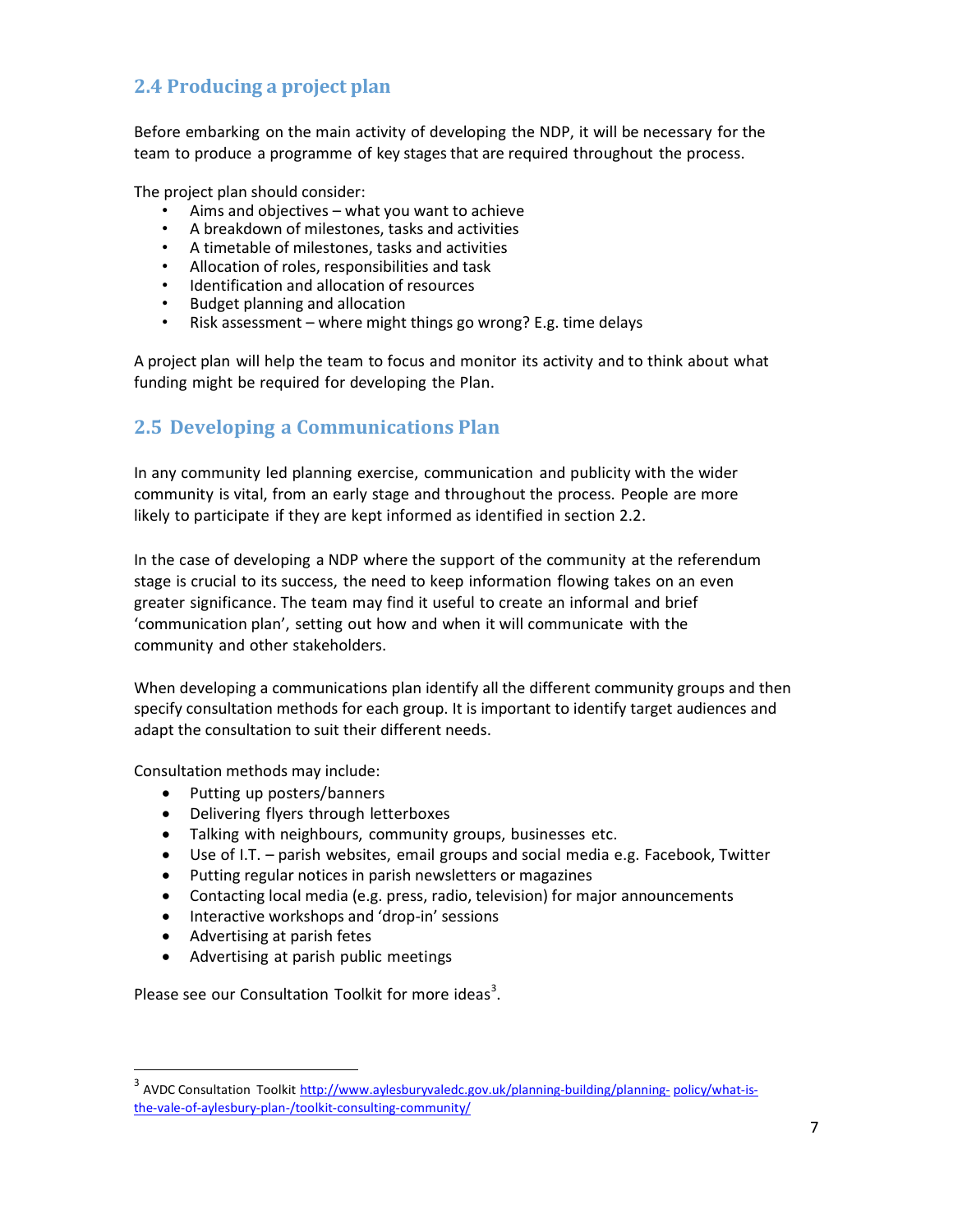## 2.4 Producing a project plan

Before embarking on the main activity of developing the NDP, it will be necessary for the team to produce a programme of key stages that are required throughout the process.

The project plan should consider:

- Aims and objectives – what you want to achieve
- A breakdown of milestones, tasks and activities
- A timetable of milestones, tasks and activities
- Allocation of roles, responsibilities and task
- Identification and allocation of resources
- Budget planning and allocation
- Risk assessment – where might things go wrong? E.g. time delays

A project plan will help the team to focus and monitor its activity and to think about what funding might be required for developing the Plan.

## 2.5 Developing a Communications Plan

In any community led planning exercise, communication and publicity with the wider community is vital, from an early stage and throughout the process. People are more likely to participate if they are kept informed as identified in section 2.2.

In the case of developing a NDP where the support of the community at the referendum stage is crucial to its success, the need to keep information flowing takes on an even greater significance. The team may find it useful to create an informal and brief 'communication plan', setting out how and when it will communicate with the community and other stakeholders.

When developing a communications plan identify all the different community groups and then specify consultation methods for each group. It is important to identify target audiences and adapt the consultation to suit their different needs.

Consultation methods may include:

- Putting up posters/banners
- Delivering flyers through letterboxes
- Talking with neighbours, community groups, businesses etc.
- Use of I.T. – parish websites, email groups and social media e.g. Facebook, Twitter
- Putting regular notices in parish newsletters or magazines
- Contacting local media (e.g. press, radio, television) for major announcements
- Interactive workshops and 'drop-in' sessions
- Advertising at parish fetes
- Advertising at parish public meetings

Please see our Consultation Toolkit for more ideas[3].

---

[3] AVDC Consultation Toolkit http://www.aylesburyvaledc.gov.uk/planning-building/planning-policy/what-is-the-vale-of-aylesbury-plan-/toolkit-consulting-community/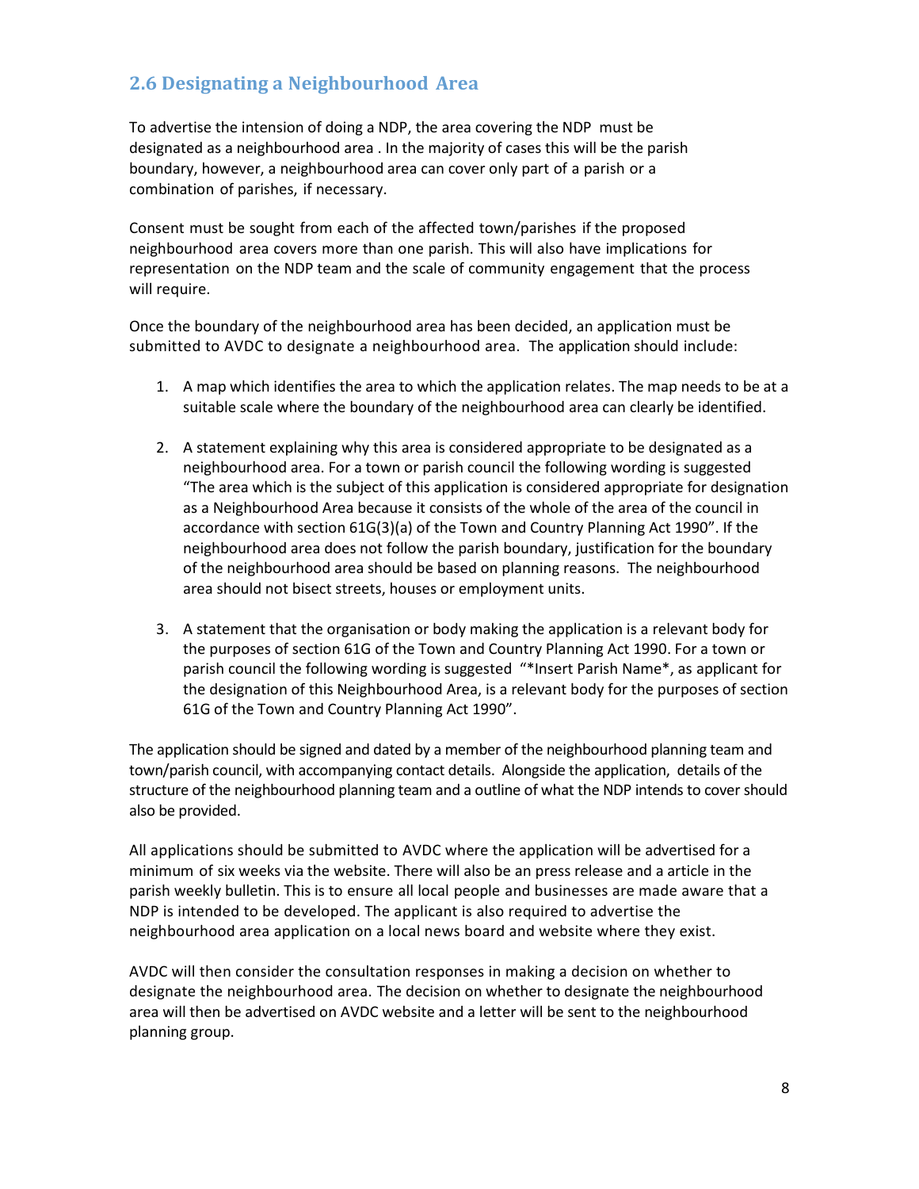## 2.6 Designating a Neighbourhood Area

To advertise the intension of doing a NDP, the area covering the NDP must be designated as a neighbourhood area . In the majority of cases this will be the parish boundary, however, a neighbourhood area can cover only part of a parish or a combination of parishes, if necessary.

Consent must be sought from each of the affected town/parishes if the proposed neighbourhood area covers more than one parish. This will also have implications for representation on the NDP team and the scale of community engagement that the process will require.

Once the boundary of the neighbourhood area has been decided, an application must be submitted to AVDC to designate a neighbourhood area. The application should include:

1. A map which identifies the area to which the application relates. The map needs to be at a suitable scale where the boundary of the neighbourhood area can clearly be identified.

2. A statement explaining why this area is considered appropriate to be designated as a neighbourhood area. For a town or parish council the following wording is suggested "The area which is the subject of this application is considered appropriate for designation as a Neighbourhood Area because it consists of the whole of the area of the council in accordance with section 61G(3)(a) of the Town and Country Planning Act 1990". If the neighbourhood area does not follow the parish boundary, justification for the boundary of the neighbourhood area should be based on planning reasons. The neighbourhood area should not bisect streets, houses or employment units.

3. A statement that the organisation or body making the application is a relevant body for the purposes of section 61G of the Town and Country Planning Act 1990. For a town or parish council the following wording is suggested "*Insert Parish Name*, as applicant for the designation of this Neighbourhood Area, is a relevant body for the purposes of section 61G of the Town and Country Planning Act 1990".

The application should be signed and dated by a member of the neighbourhood planning team and town/parish council, with accompanying contact details. Alongside the application, details of the structure of the neighbourhood planning team and a outline of what the NDP intends to cover should also be provided.

All applications should be submitted to AVDC where the application will be advertised for a minimum of six weeks via the website. There will also be an press release and a article in the parish weekly bulletin. This is to ensure all local people and businesses are made aware that a NDP is intended to be developed. The applicant is also required to advertise the neighbourhood area application on a local news board and website where they exist.

AVDC will then consider the consultation responses in making a decision on whether to designate the neighbourhood area. The decision on whether to designate the neighbourhood area will then be advertised on AVDC website and a letter will be sent to the neighbourhood planning group.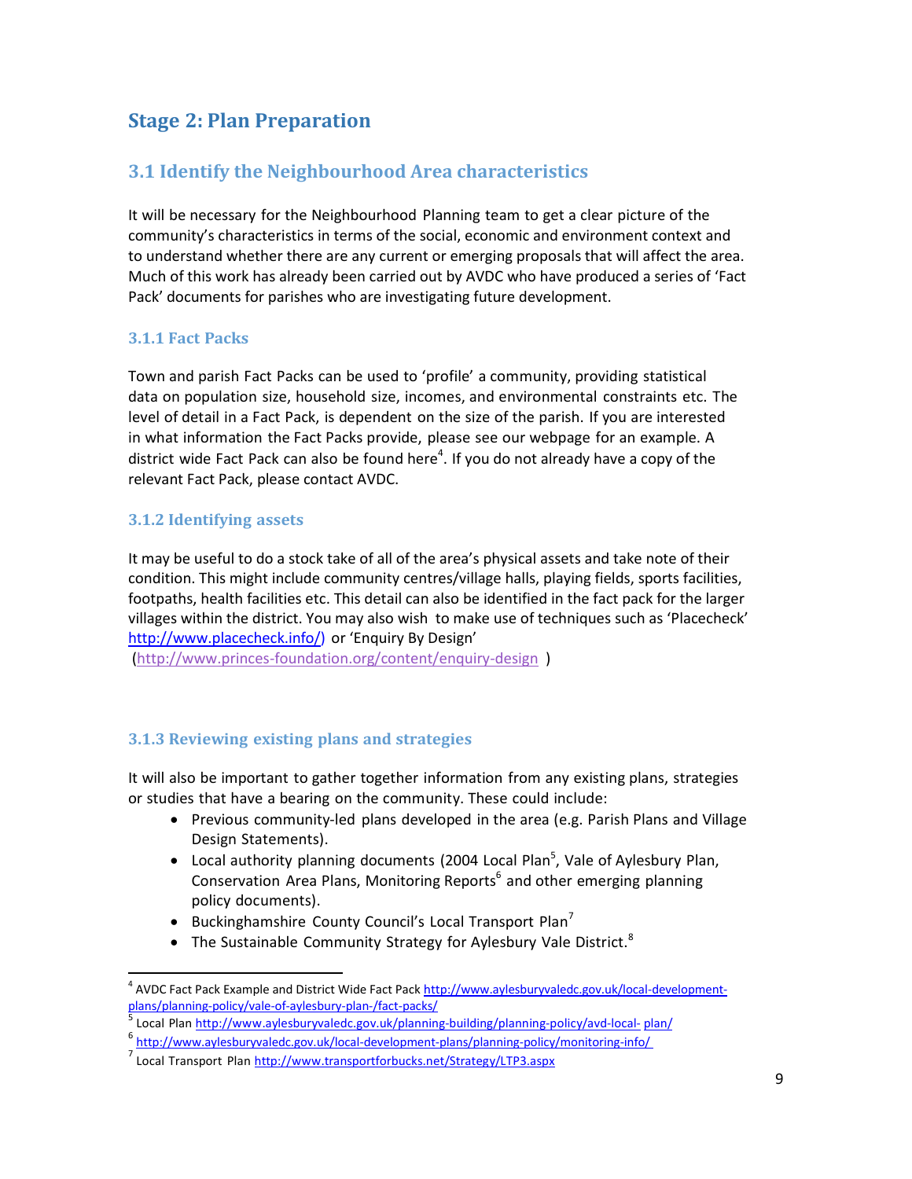# Stage 2: Plan Preparation

## 3.1 Identify the Neighbourhood Area characteristics

It will be necessary for the Neighbourhood Planning team to get a clear picture of the community's characteristics in terms of the social, economic and environment context and to understand whether there are any current or emerging proposals that will affect the area. Much of this work has already been carried out by AVDC who have produced a series of 'Fact Pack' documents for parishes who are investigating future development.

### 3.1.1 Fact Packs

Town and parish Fact Packs can be used to 'profile' a community, providing statistical data on population size, household size, incomes, and environmental constraints etc. The level of detail in a Fact Pack, is dependent on the size of the parish. If you are interested in what information the Fact Packs provide, please see our webpage for an example. A district wide Fact Pack can also be found here[4]. If you do not already have a copy of the relevant Fact Pack, please contact AVDC.

### 3.1.2 Identifying assets

It may be useful to do a stock take of all of the area's physical assets and take note of their condition. This might include community centres/village halls, playing fields, sports facilities, footpaths, health facilities etc. This detail can also be identified in the fact pack for the larger villages within the district. You may also wish to make use of techniques such as 'Placecheck' http://www.placecheck.info/) or 'Enquiry By Design' (http://www.princes-foundation.org/content/enquiry-design )

### 3.1.3 Reviewing existing plans and strategies

It will also be important to gather together information from any existing plans, strategies or studies that have a bearing on the community. These could include:

- Previous community-led plans developed in the area (e.g. Parish Plans and Village Design Statements).
- Local authority planning documents (2004 Local Plan[5], Vale of Aylesbury Plan, Conservation Area Plans, Monitoring Reports[6] and other emerging planning policy documents).
- Buckinghamshire County Council's Local Transport Plan[7]
- The Sustainable Community Strategy for Aylesbury Vale District.[8]

---

[4] AVDC Fact Pack Example and District Wide Fact Pack http://www.aylesburyvaledc.gov.uk/local-development-plans/planning-policy/vale-of-aylesbury-plan-/fact-packs/

[5] Local Plan http://www.aylesburyvaledc.gov.uk/planning-building/planning-policy/avd-local- plan/

[6] http://www.aylesburyvaledc.gov.uk/local-development-plans/planning-policy/monitoring-info/

[7] Local Transport Plan http://www.transportforbucks.net/Strategy/LTP3.aspx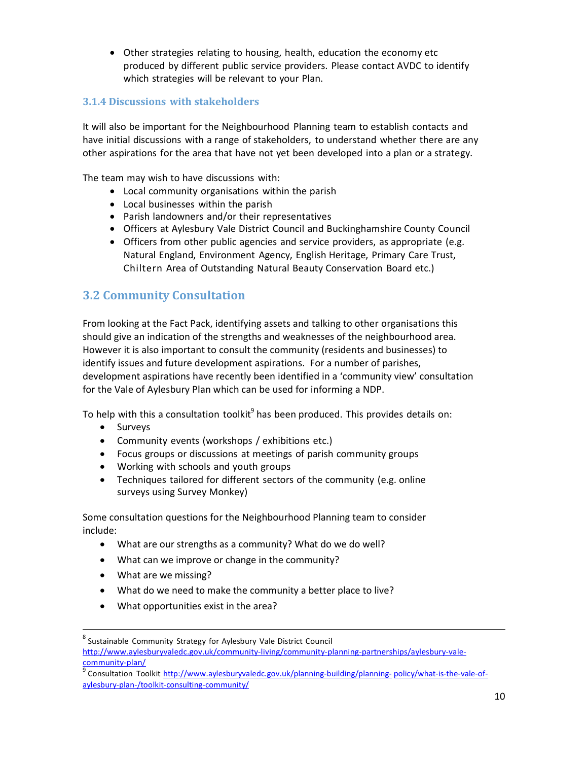- Other strategies relating to housing, health, education the economy etc produced by different public service providers. Please contact AVDC to identify which strategies will be relevant to your Plan.

### 3.1.4 Discussions with stakeholders

It will also be important for the Neighbourhood Planning team to establish contacts and have initial discussions with a range of stakeholders, to understand whether there are any other aspirations for the area that have not yet been developed into a plan or a strategy.

The team may wish to have discussions with:

- Local community organisations within the parish
- Local businesses within the parish
- Parish landowners and/or their representatives
- Officers at Aylesbury Vale District Council and Buckinghamshire County Council
- Officers from other public agencies and service providers, as appropriate (e.g. Natural England, Environment Agency, English Heritage, Primary Care Trust, Chiltern Area of Outstanding Natural Beauty Conservation Board etc.)

## 3.2 Community Consultation

From looking at the Fact Pack, identifying assets and talking to other organisations this should give an indication of the strengths and weaknesses of the neighbourhood area. However it is also important to consult the community (residents and businesses) to identify issues and future development aspirations. For a number of parishes, development aspirations have recently been identified in a 'community view' consultation for the Vale of Aylesbury Plan which can be used for informing a NDP.

To help with this a consultation toolkit[9] has been produced. This provides details on:

- Surveys
- Community events (workshops / exhibitions etc.)
- Focus groups or discussions at meetings of parish community groups
- Working with schools and youth groups
- Techniques tailored for different sectors of the community (e.g. online surveys using Survey Monkey)

Some consultation questions for the Neighbourhood Planning team to consider include:

- What are our strengths as a community? What do we do well?
- What can we improve or change in the community?
- What are we missing?
- What do we need to make the community a better place to live?
- What opportunities exist in the area?

---

[8] Sustainable Community Strategy for Aylesbury Vale District Council http://www.aylesburyvaledc.gov.uk/community-living/community-planning-partnerships/aylesbury-vale-community-plan/

[9] Consultation Toolkit http://www.aylesburyvaledc.gov.uk/planning-building/planning- policy/what-is-the-vale-of-aylesbury-plan-/toolkit-consulting-community/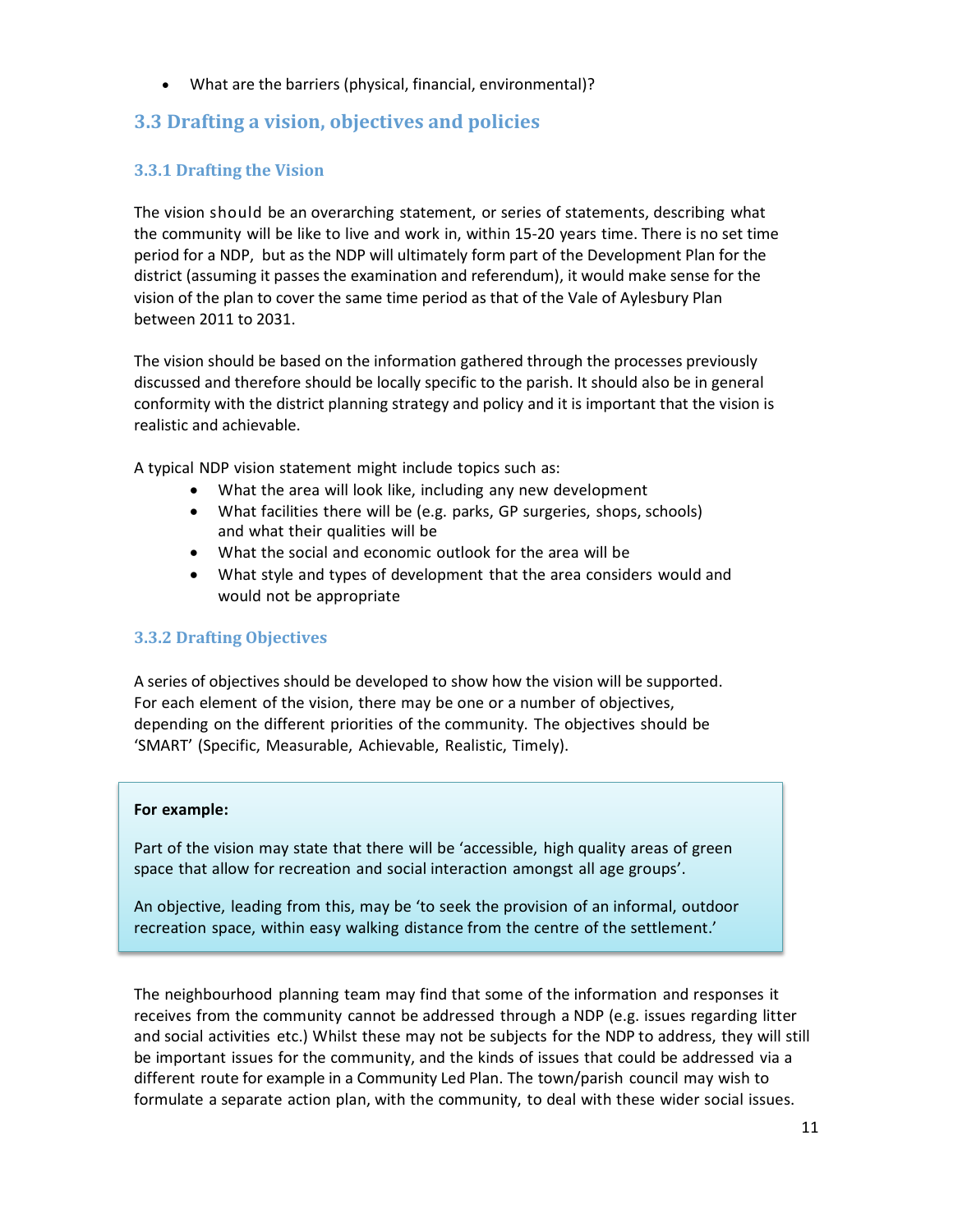- What are the barriers (physical, financial, environmental)?

## 3.3 Drafting a vision, objectives and policies

### 3.3.1 Drafting the Vision

The vision should be an overarching statement, or series of statements, describing what the community will be like to live and work in, within 15-20 years time. There is no set time period for a NDP, but as the NDP will ultimately form part of the Development Plan for the district (assuming it passes the examination and referendum), it would make sense for the vision of the plan to cover the same time period as that of the Vale of Aylesbury Plan between 2011 to 2031.

The vision should be based on the information gathered through the processes previously discussed and therefore should be locally specific to the parish. It should also be in general conformity with the district planning strategy and policy and it is important that the vision is realistic and achievable.

A typical NDP vision statement might include topics such as:

- What the area will look like, including any new development
- What facilities there will be (e.g. parks, GP surgeries, shops, schools) and what their qualities will be
- What the social and economic outlook for the area will be
- What style and types of development that the area considers would and would not be appropriate

### 3.3.2 Drafting Objectives

A series of objectives should be developed to show how the vision will be supported. For each element of the vision, there may be one or a number of objectives, depending on the different priorities of the community. The objectives should be 'SMART' (Specific, Measurable, Achievable, Realistic, Timely).

> **For example:**
>
> Part of the vision may state that there will be 'accessible, high quality areas of green space that allow for recreation and social interaction amongst all age groups'.
>
> An objective, leading from this, may be 'to seek the provision of an informal, outdoor recreation space, within easy walking distance from the centre of the settlement.'

The neighbourhood planning team may find that some of the information and responses it receives from the community cannot be addressed through a NDP (e.g. issues regarding litter and social activities etc.) Whilst these may not be subjects for the NDP to address, they will still be important issues for the community, and the kinds of issues that could be addressed via a different route for example in a Community Led Plan. The town/parish council may wish to formulate a separate action plan, with the community, to deal with these wider social issues.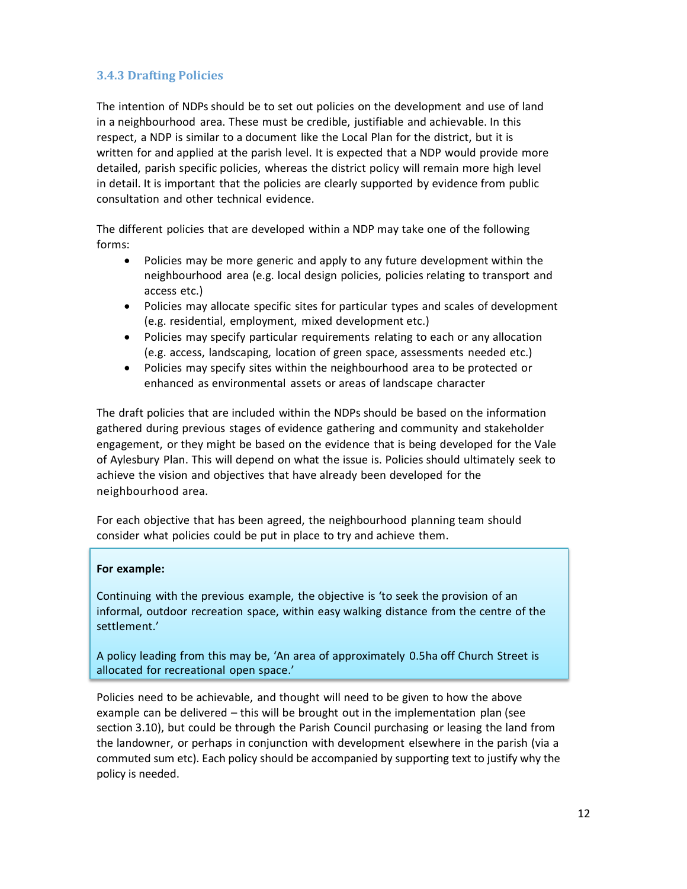### 3.4.3 Drafting Policies

The intention of NDPs should be to set out policies on the development and use of land in a neighbourhood area. These must be credible, justifiable and achievable. In this respect, a NDP is similar to a document like the Local Plan for the district, but it is written for and applied at the parish level. It is expected that a NDP would provide more detailed, parish specific policies, whereas the district policy will remain more high level in detail. It is important that the policies are clearly supported by evidence from public consultation and other technical evidence.

The different policies that are developed within a NDP may take one of the following forms:

- Policies may be more generic and apply to any future development within the neighbourhood area (e.g. local design policies, policies relating to transport and access etc.)
- Policies may allocate specific sites for particular types and scales of development (e.g. residential, employment, mixed development etc.)
- Policies may specify particular requirements relating to each or any allocation (e.g. access, landscaping, location of green space, assessments needed etc.)
- Policies may specify sites within the neighbourhood area to be protected or enhanced as environmental assets or areas of landscape character

The draft policies that are included within the NDPs should be based on the information gathered during previous stages of evidence gathering and community and stakeholder engagement, or they might be based on the evidence that is being developed for the Vale of Aylesbury Plan. This will depend on what the issue is. Policies should ultimately seek to achieve the vision and objectives that have already been developed for the neighbourhood area.

For each objective that has been agreed, the neighbourhood planning team should consider what policies could be put in place to try and achieve them.

**For example:**

Continuing with the previous example, the objective is 'to seek the provision of an informal, outdoor recreation space, within easy walking distance from the centre of the settlement.'

A policy leading from this may be, 'An area of approximately 0.5ha off Church Street is allocated for recreational open space.'

Policies need to be achievable, and thought will need to be given to how the above example can be delivered – this will be brought out in the implementation plan (see section 3.10), but could be through the Parish Council purchasing or leasing the land from the landowner, or perhaps in conjunction with development elsewhere in the parish (via a commuted sum etc). Each policy should be accompanied by supporting text to justify why the policy is needed.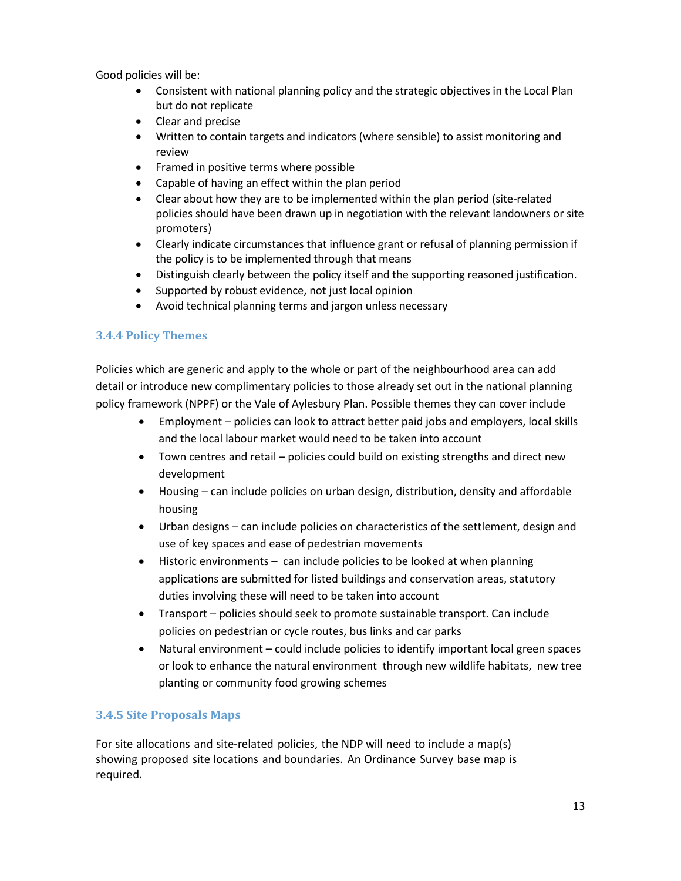Good policies will be:

- Consistent with national planning policy and the strategic objectives in the Local Plan but do not replicate
- Clear and precise
- Written to contain targets and indicators (where sensible) to assist monitoring and review
- Framed in positive terms where possible
- Capable of having an effect within the plan period
- Clear about how they are to be implemented within the plan period (site-related policies should have been drawn up in negotiation with the relevant landowners or site promoters)
- Clearly indicate circumstances that influence grant or refusal of planning permission if the policy is to be implemented through that means
- Distinguish clearly between the policy itself and the supporting reasoned justification.
- Supported by robust evidence, not just local opinion
- Avoid technical planning terms and jargon unless necessary

### 3.4.4 Policy Themes

Policies which are generic and apply to the whole or part of the neighbourhood area can add detail or introduce new complimentary policies to those already set out in the national planning policy framework (NPPF) or the Vale of Aylesbury Plan. Possible themes they can cover include

- Employment – policies can look to attract better paid jobs and employers, local skills and the local labour market would need to be taken into account
- Town centres and retail – policies could build on existing strengths and direct new development
- Housing – can include policies on urban design, distribution, density and affordable housing
- Urban designs – can include policies on characteristics of the settlement, design and use of key spaces and ease of pedestrian movements
- Historic environments – can include policies to be looked at when planning applications are submitted for listed buildings and conservation areas, statutory duties involving these will need to be taken into account
- Transport – policies should seek to promote sustainable transport. Can include policies on pedestrian or cycle routes, bus links and car parks
- Natural environment – could include policies to identify important local green spaces or look to enhance the natural environment through new wildlife habitats, new tree planting or community food growing schemes

### 3.4.5 Site Proposals Maps

For site allocations and site-related policies, the NDP will need to include a map(s) showing proposed site locations and boundaries. An Ordinance Survey base map is required.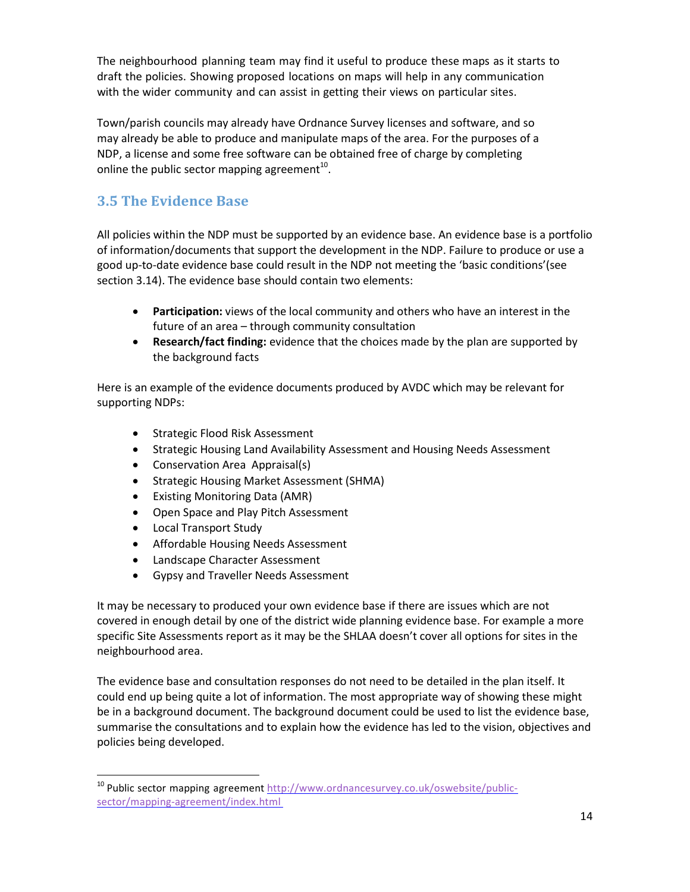The neighbourhood planning team may find it useful to produce these maps as it starts to draft the policies. Showing proposed locations on maps will help in any communication with the wider community and can assist in getting their views on particular sites.

Town/parish councils may already have Ordnance Survey licenses and software, and so may already be able to produce and manipulate maps of the area. For the purposes of a NDP, a license and some free software can be obtained free of charge by completing online the public sector mapping agreement[10].

## 3.5 The Evidence Base

All policies within the NDP must be supported by an evidence base. An evidence base is a portfolio of information/documents that support the development in the NDP. Failure to produce or use a good up-to-date evidence base could result in the NDP not meeting the 'basic conditions'(see section 3.14). The evidence base should contain two elements:

- **Participation:** views of the local community and others who have an interest in the future of an area – through community consultation
- **Research/fact finding:** evidence that the choices made by the plan are supported by the background facts

Here is an example of the evidence documents produced by AVDC which may be relevant for supporting NDPs:

- Strategic Flood Risk Assessment
- Strategic Housing Land Availability Assessment and Housing Needs Assessment
- Conservation Area Appraisal(s)
- Strategic Housing Market Assessment (SHMA)
- Existing Monitoring Data (AMR)
- Open Space and Play Pitch Assessment
- Local Transport Study
- Affordable Housing Needs Assessment
- Landscape Character Assessment
- Gypsy and Traveller Needs Assessment

It may be necessary to produced your own evidence base if there are issues which are not covered in enough detail by one of the district wide planning evidence base. For example a more specific Site Assessments report as it may be the SHLAA doesn't cover all options for sites in the neighbourhood area.

The evidence base and consultation responses do not need to be detailed in the plan itself. It could end up being quite a lot of information. The most appropriate way of showing these might be in a background document. The background document could be used to list the evidence base, summarise the consultations and to explain how the evidence has led to the vision, objectives and policies being developed.

[10] Public sector mapping agreement http://www.ordnancesurvey.co.uk/oswebsite/public-sector/mapping-agreement/index.html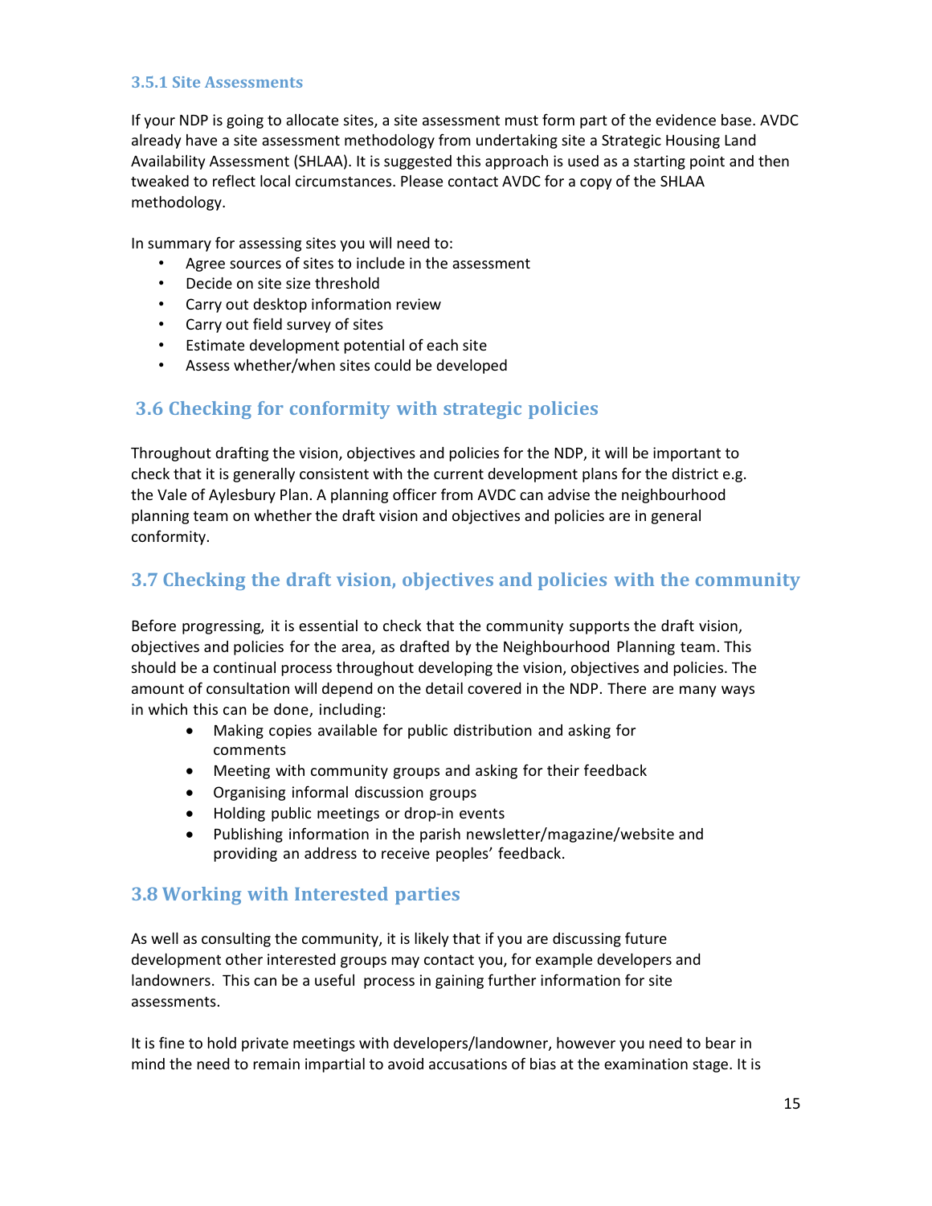### 3.5.1 Site Assessments

If your NDP is going to allocate sites, a site assessment must form part of the evidence base. AVDC already have a site assessment methodology from undertaking site a Strategic Housing Land Availability Assessment (SHLAA). It is suggested this approach is used as a starting point and then tweaked to reflect local circumstances. Please contact AVDC for a copy of the SHLAA methodology.

In summary for assessing sites you will need to:

- Agree sources of sites to include in the assessment
- Decide on site size threshold
- Carry out desktop information review
- Carry out field survey of sites
- Estimate development potential of each site
- Assess whether/when sites could be developed

## 3.6 Checking for conformity with strategic policies

Throughout drafting the vision, objectives and policies for the NDP, it will be important to check that it is generally consistent with the current development plans for the district e.g. the Vale of Aylesbury Plan. A planning officer from AVDC can advise the neighbourhood planning team on whether the draft vision and objectives and policies are in general conformity.

## 3.7 Checking the draft vision, objectives and policies with the community

Before progressing, it is essential to check that the community supports the draft vision, objectives and policies for the area, as drafted by the Neighbourhood Planning team. This should be a continual process throughout developing the vision, objectives and policies. The amount of consultation will depend on the detail covered in the NDP. There are many ways in which this can be done, including:

- Making copies available for public distribution and asking for comments
- Meeting with community groups and asking for their feedback
- Organising informal discussion groups
- Holding public meetings or drop-in events
- Publishing information in the parish newsletter/magazine/website and providing an address to receive peoples' feedback.

## 3.8 Working with Interested parties

As well as consulting the community, it is likely that if you are discussing future development other interested groups may contact you, for example developers and landowners. This can be a useful process in gaining further information for site assessments.

It is fine to hold private meetings with developers/landowner, however you need to bear in mind the need to remain impartial to avoid accusations of bias at the examination stage. It is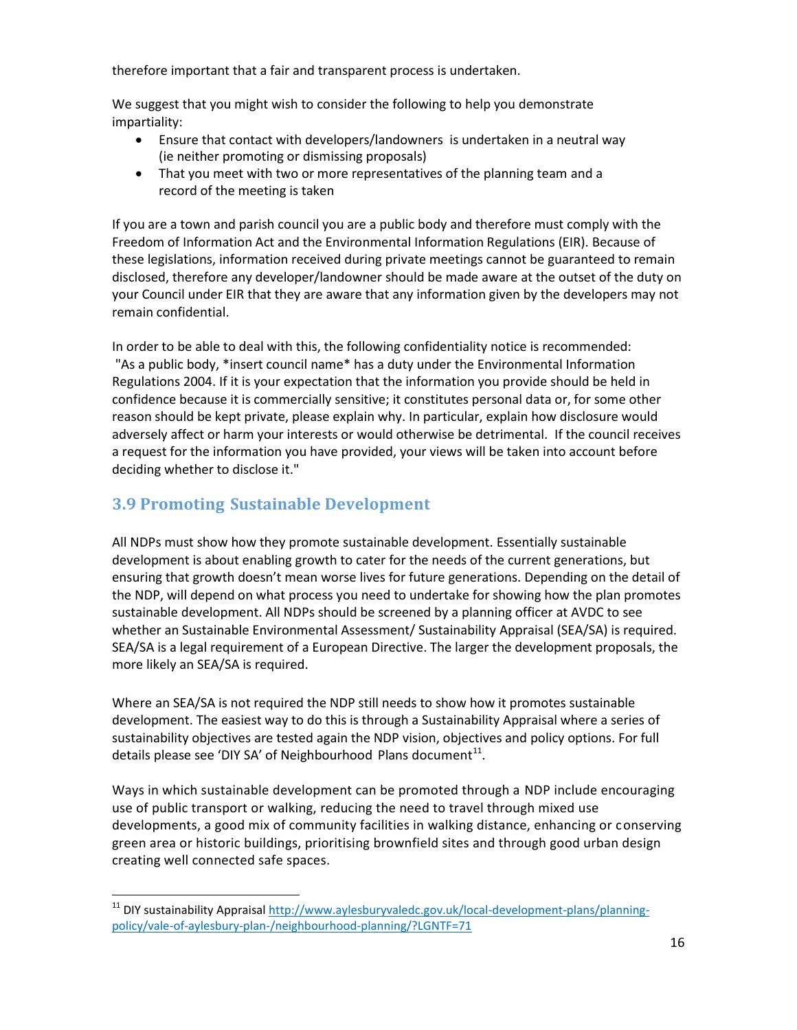therefore important that a fair and transparent process is undertaken.

We suggest that you might wish to consider the following to help you demonstrate impartiality:

- Ensure that contact with developers/landowners is undertaken in a neutral way (ie neither promoting or dismissing proposals)
- That you meet with two or more representatives of the planning team and a record of the meeting is taken

If you are a town and parish council you are a public body and therefore must comply with the Freedom of Information Act and the Environmental Information Regulations (EIR). Because of these legislations, information received during private meetings cannot be guaranteed to remain disclosed, therefore any developer/landowner should be made aware at the outset of the duty on your Council under EIR that they are aware that any information given by the developers may not remain confidential.

In order to be able to deal with this, the following confidentiality notice is recommended:
"As a public body, *insert council name* has a duty under the Environmental Information Regulations 2004. If it is your expectation that the information you provide should be held in confidence because it is commercially sensitive; it constitutes personal data or, for some other reason should be kept private, please explain why. In particular, explain how disclosure would adversely affect or harm your interests or would otherwise be detrimental. If the council receives a request for the information you have provided, your views will be taken into account before deciding whether to disclose it."

## 3.9 Promoting Sustainable Development

All NDPs must show how they promote sustainable development. Essentially sustainable development is about enabling growth to cater for the needs of the current generations, but ensuring that growth doesn't mean worse lives for future generations. Depending on the detail of the NDP, will depend on what process you need to undertake for showing how the plan promotes sustainable development. All NDPs should be screened by a planning officer at AVDC to see whether an Sustainable Environmental Assessment/ Sustainability Appraisal (SEA/SA) is required. SEA/SA is a legal requirement of a European Directive. The larger the development proposals, the more likely an SEA/SA is required.

Where an SEA/SA is not required the NDP still needs to show how it promotes sustainable development. The easiest way to do this is through a Sustainability Appraisal where a series of sustainability objectives are tested again the NDP vision, objectives and policy options. For full details please see 'DIY SA' of Neighbourhood Plans document[11].

Ways in which sustainable development can be promoted through a NDP include encouraging use of public transport or walking, reducing the need to travel through mixed use developments, a good mix of community facilities in walking distance, enhancing or conserving green area or historic buildings, prioritising brownfield sites and through good urban design creating well connected safe spaces.

---

[11] DIY sustainability Appraisal http://www.aylesburyvaledc.gov.uk/local-development-plans/planning-policy/vale-of-aylesbury-plan-/neighbourhood-planning/?LGNTF=71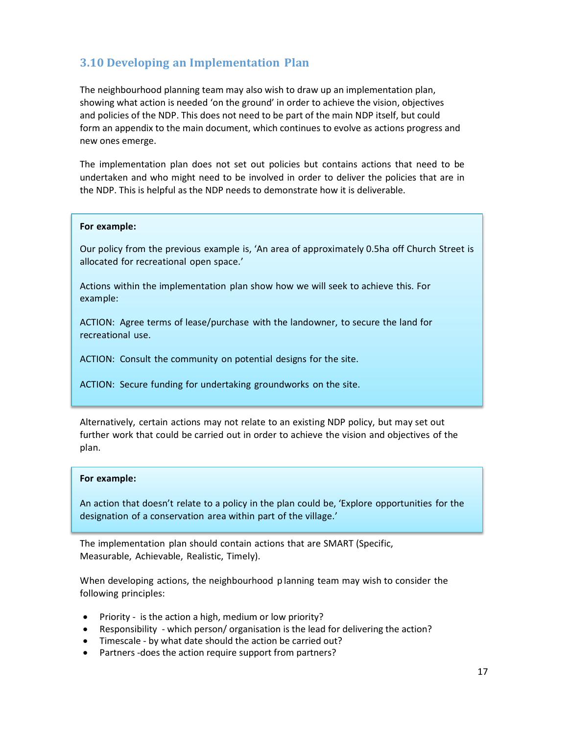## 3.10 Developing an Implementation Plan

The neighbourhood planning team may also wish to draw up an implementation plan, showing what action is needed 'on the ground' in order to achieve the vision, objectives and policies of the NDP. This does not need to be part of the main NDP itself, but could form an appendix to the main document, which continues to evolve as actions progress and new ones emerge.

The implementation plan does not set out policies but contains actions that need to be undertaken and who might need to be involved in order to deliver the policies that are in the NDP. This is helpful as the NDP needs to demonstrate how it is deliverable.

> **For example:**
>
> Our policy from the previous example is, 'An area of approximately 0.5ha off Church Street is allocated for recreational open space.'
>
> Actions within the implementation plan show how we will seek to achieve this. For example:
>
> ACTION: Agree terms of lease/purchase with the landowner, to secure the land for recreational use.
>
> ACTION: Consult the community on potential designs for the site.
>
> ACTION: Secure funding for undertaking groundworks on the site.

Alternatively, certain actions may not relate to an existing NDP policy, but may set out further work that could be carried out in order to achieve the vision and objectives of the plan.

> **For example:**
>
> An action that doesn't relate to a policy in the plan could be, 'Explore opportunities for the designation of a conservation area within part of the village.'

The implementation plan should contain actions that are SMART (Specific, Measurable, Achievable, Realistic, Timely).

When developing actions, the neighbourhood planning team may wish to consider the following principles:

- Priority - is the action a high, medium or low priority?
- Responsibility - which person/ organisation is the lead for delivering the action?
- Timescale - by what date should the action be carried out?
- Partners -does the action require support from partners?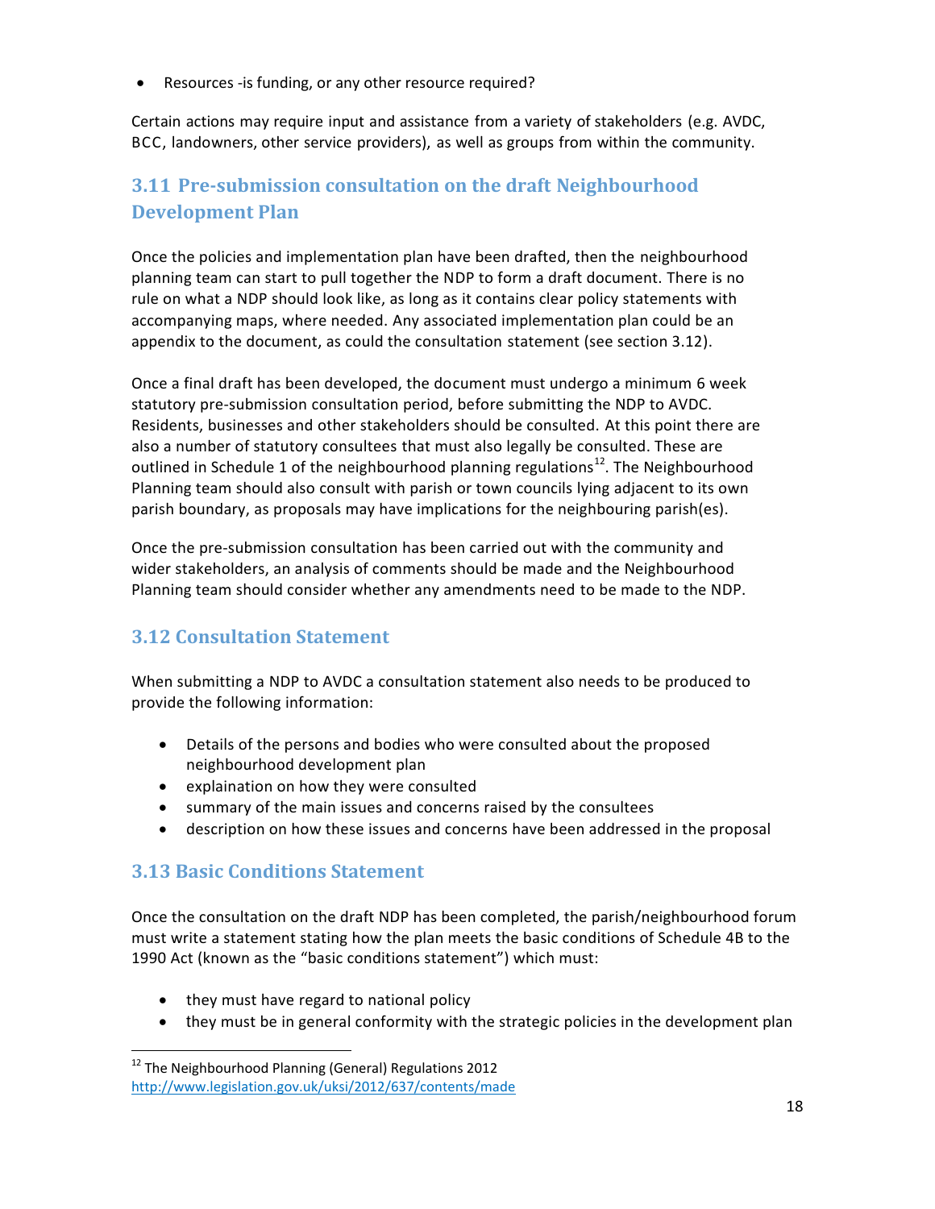- Resources -is funding, or any other resource required?

Certain actions may require input and assistance from a variety of stakeholders (e.g. AVDC, BCC, landowners, other service providers), as well as groups from within the community.

## 3.11 Pre-submission consultation on the draft Neighbourhood Development Plan

Once the policies and implementation plan have been drafted, then the neighbourhood planning team can start to pull together the NDP to form a draft document. There is no rule on what a NDP should look like, as long as it contains clear policy statements with accompanying maps, where needed. Any associated implementation plan could be an appendix to the document, as could the consultation statement (see section 3.12).

Once a final draft has been developed, the document must undergo a minimum 6 week statutory pre-submission consultation period, before submitting the NDP to AVDC. Residents, businesses and other stakeholders should be consulted. At this point there are also a number of statutory consultees that must also legally be consulted. These are outlined in Schedule 1 of the neighbourhood planning regulations[12]. The Neighbourhood Planning team should also consult with parish or town councils lying adjacent to its own parish boundary, as proposals may have implications for the neighbouring parish(es).

Once the pre-submission consultation has been carried out with the community and wider stakeholders, an analysis of comments should be made and the Neighbourhood Planning team should consider whether any amendments need to be made to the NDP.

## 3.12 Consultation Statement

When submitting a NDP to AVDC a consultation statement also needs to be produced to provide the following information:

- Details of the persons and bodies who were consulted about the proposed neighbourhood development plan
- explaination on how they were consulted
- summary of the main issues and concerns raised by the consultees
- description on how these issues and concerns have been addressed in the proposal

## 3.13 Basic Conditions Statement

Once the consultation on the draft NDP has been completed, the parish/neighbourhood forum must write a statement stating how the plan meets the basic conditions of Schedule 4B to the 1990 Act (known as the "basic conditions statement") which must:

- they must have regard to national policy
- they must be in general conformity with the strategic policies in the development plan

[12] The Neighbourhood Planning (General) Regulations 2012 http://www.legislation.gov.uk/uksi/2012/637/contents/made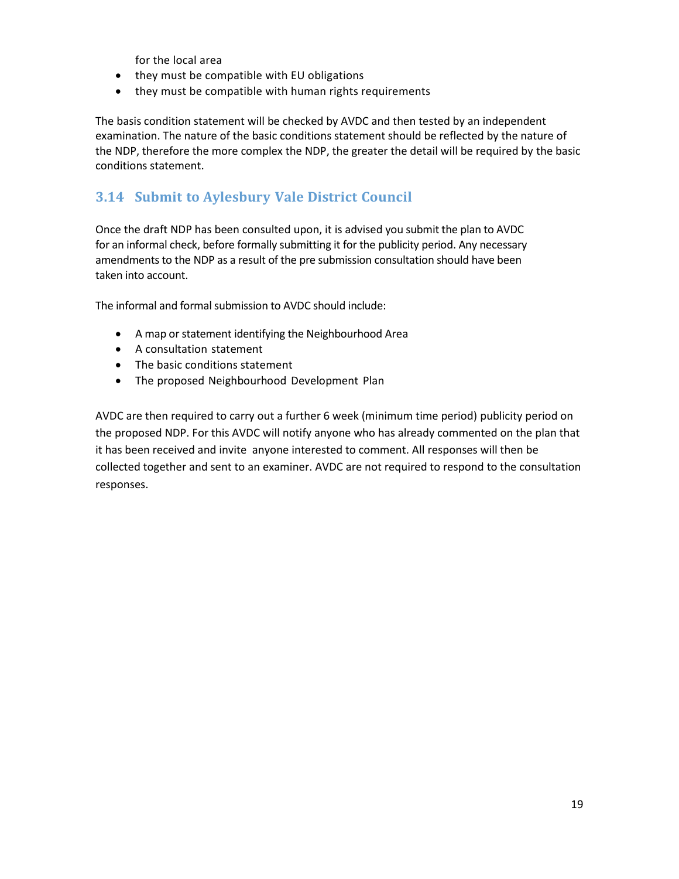for the local area

- they must be compatible with EU obligations
- they must be compatible with human rights requirements

The basis condition statement will be checked by AVDC and then tested by an independent examination. The nature of the basic conditions statement should be reflected by the nature of the NDP, therefore the more complex the NDP, the greater the detail will be required by the basic conditions statement.

## 3.14 Submit to Aylesbury Vale District Council

Once the draft NDP has been consulted upon, it is advised you submit the plan to AVDC for an informal check, before formally submitting it for the publicity period. Any necessary amendments to the NDP as a result of the pre submission consultation should have been taken into account.

The informal and formal submission to AVDC should include:

- A map or statement identifying the Neighbourhood Area
- A consultation statement
- The basic conditions statement
- The proposed Neighbourhood Development Plan

AVDC are then required to carry out a further 6 week (minimum time period) publicity period on the proposed NDP. For this AVDC will notify anyone who has already commented on the plan that it has been received and invite anyone interested to comment. All responses will then be collected together and sent to an examiner. AVDC are not required to respond to the consultation responses.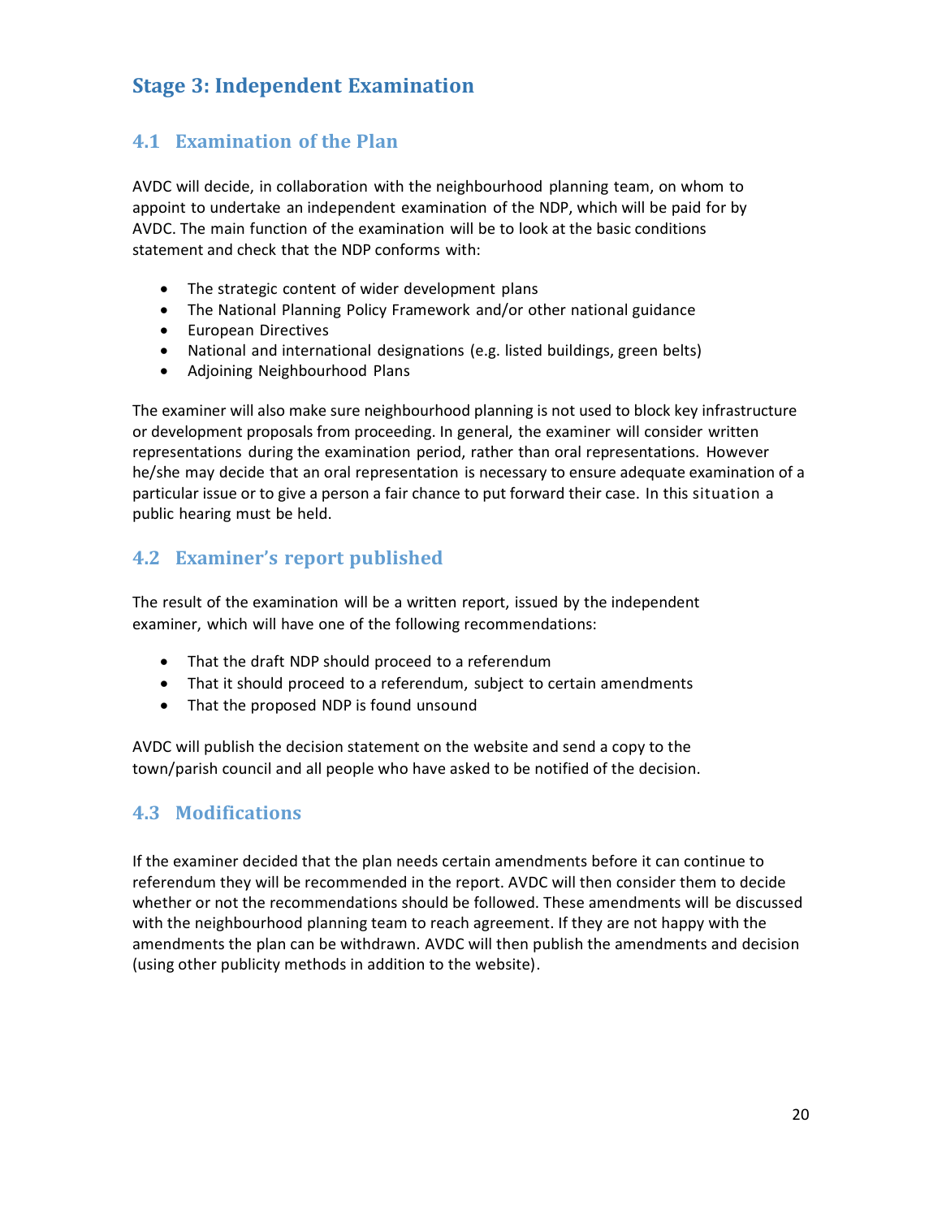## Stage 3: Independent Examination

### 4.1 Examination of the Plan

AVDC will decide, in collaboration with the neighbourhood planning team, on whom to appoint to undertake an independent examination of the NDP, which will be paid for by AVDC. The main function of the examination will be to look at the basic conditions statement and check that the NDP conforms with:

- The strategic content of wider development plans
- The National Planning Policy Framework and/or other national guidance
- European Directives
- National and international designations (e.g. listed buildings, green belts)
- Adjoining Neighbourhood Plans

The examiner will also make sure neighbourhood planning is not used to block key infrastructure or development proposals from proceeding. In general, the examiner will consider written representations during the examination period, rather than oral representations. However he/she may decide that an oral representation is necessary to ensure adequate examination of a particular issue or to give a person a fair chance to put forward their case. In this situation a public hearing must be held.

### 4.2 Examiner's report published

The result of the examination will be a written report, issued by the independent examiner, which will have one of the following recommendations:

- That the draft NDP should proceed to a referendum
- That it should proceed to a referendum, subject to certain amendments
- That the proposed NDP is found unsound

AVDC will publish the decision statement on the website and send a copy to the town/parish council and all people who have asked to be notified of the decision.

### 4.3 Modifications

If the examiner decided that the plan needs certain amendments before it can continue to referendum they will be recommended in the report. AVDC will then consider them to decide whether or not the recommendations should be followed. These amendments will be discussed with the neighbourhood planning team to reach agreement. If they are not happy with the amendments the plan can be withdrawn. AVDC will then publish the amendments and decision (using other publicity methods in addition to the website).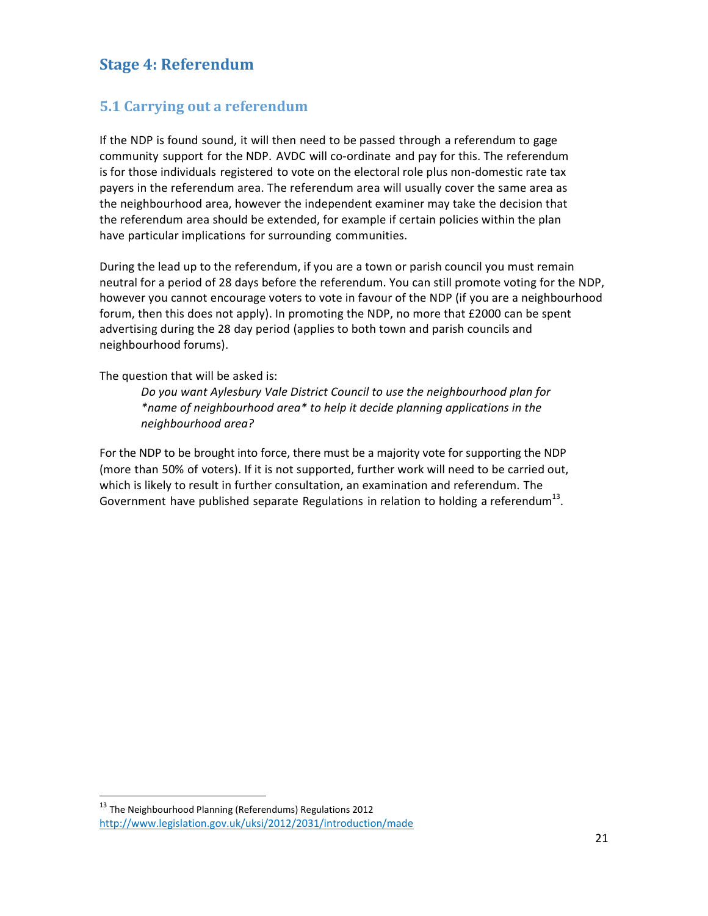## Stage 4: Referendum

### 5.1 Carrying out a referendum

If the NDP is found sound, it will then need to be passed through a referendum to gage community support for the NDP. AVDC will co-ordinate and pay for this. The referendum is for those individuals registered to vote on the electoral role plus non-domestic rate tax payers in the referendum area. The referendum area will usually cover the same area as the neighbourhood area, however the independent examiner may take the decision that the referendum area should be extended, for example if certain policies within the plan have particular implications for surrounding communities.

During the lead up to the referendum, if you are a town or parish council you must remain neutral for a period of 28 days before the referendum. You can still promote voting for the NDP, however you cannot encourage voters to vote in favour of the NDP (if you are a neighbourhood forum, then this does not apply). In promoting the NDP, no more that £2000 can be spent advertising during the 28 day period (applies to both town and parish councils and neighbourhood forums).

The question that will be asked is:

> *Do you want Aylesbury Vale District Council to use the neighbourhood plan for \*name of neighbourhood area\* to help it decide planning applications in the neighbourhood area?*

For the NDP to be brought into force, there must be a majority vote for supporting the NDP (more than 50% of voters). If it is not supported, further work will need to be carried out, which is likely to result in further consultation, an examination and referendum. The Government have published separate Regulations in relation to holding a referendum[13].

---

[13] The Neighbourhood Planning (Referendums) Regulations 2012 http://www.legislation.gov.uk/uksi/2012/2031/introduction/made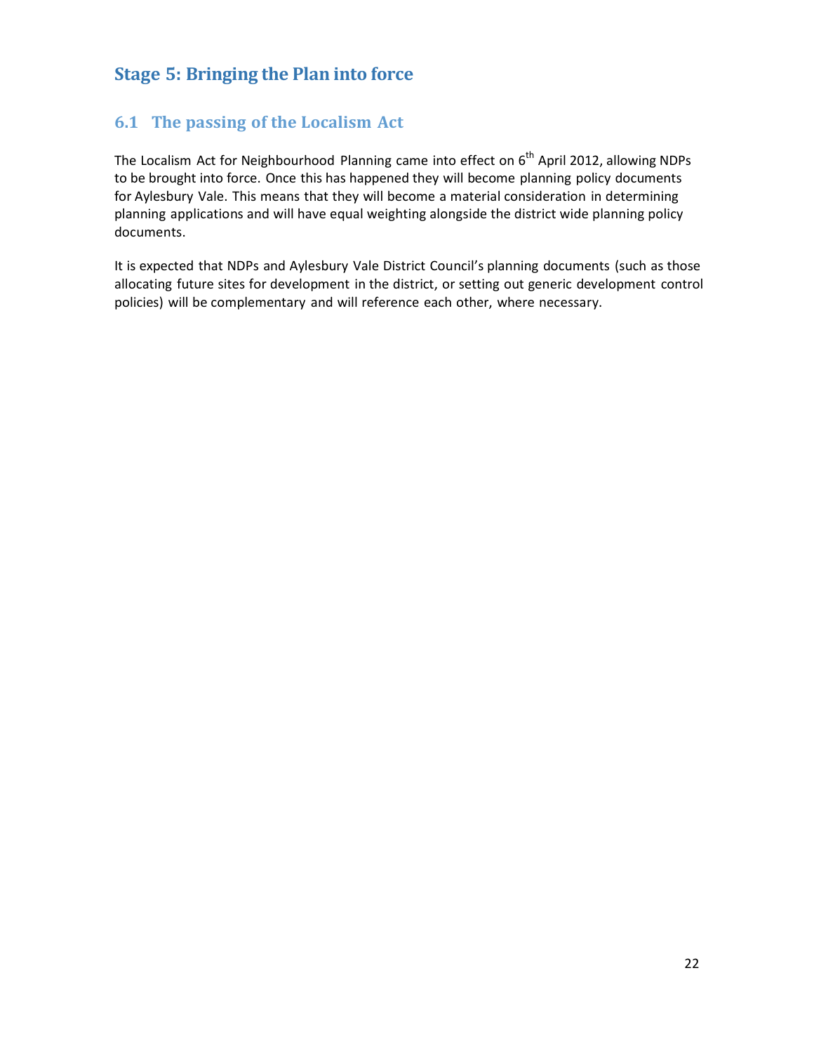## Stage 5: Bringing the Plan into force

### 6.1 The passing of the Localism Act

The Localism Act for Neighbourhood Planning came into effect on 6th April 2012, allowing NDPs to be brought into force. Once this has happened they will become planning policy documents for Aylesbury Vale. This means that they will become a material consideration in determining planning applications and will have equal weighting alongside the district wide planning policy documents.

It is expected that NDPs and Aylesbury Vale District Council's planning documents (such as those allocating future sites for development in the district, or setting out generic development control policies) will be complementary and will reference each other, where necessary.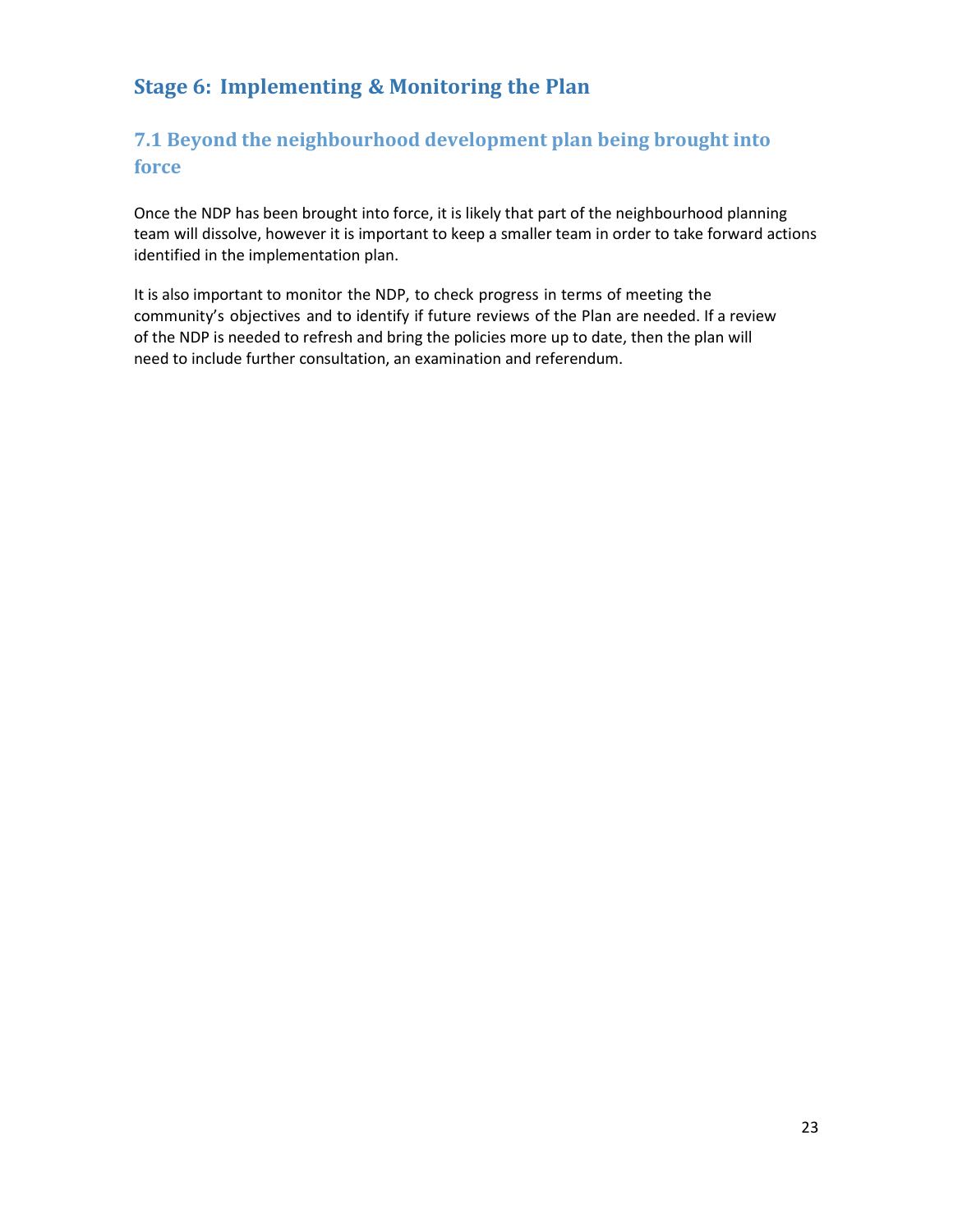## Stage 6: Implementing & Monitoring the Plan

### 7.1 Beyond the neighbourhood development plan being brought into force

Once the NDP has been brought into force, it is likely that part of the neighbourhood planning team will dissolve, however it is important to keep a smaller team in order to take forward actions identified in the implementation plan.

It is also important to monitor the NDP, to check progress in terms of meeting the community's objectives and to identify if future reviews of the Plan are needed. If a review of the NDP is needed to refresh and bring the policies more up to date, then the plan will need to include further consultation, an examination and referendum.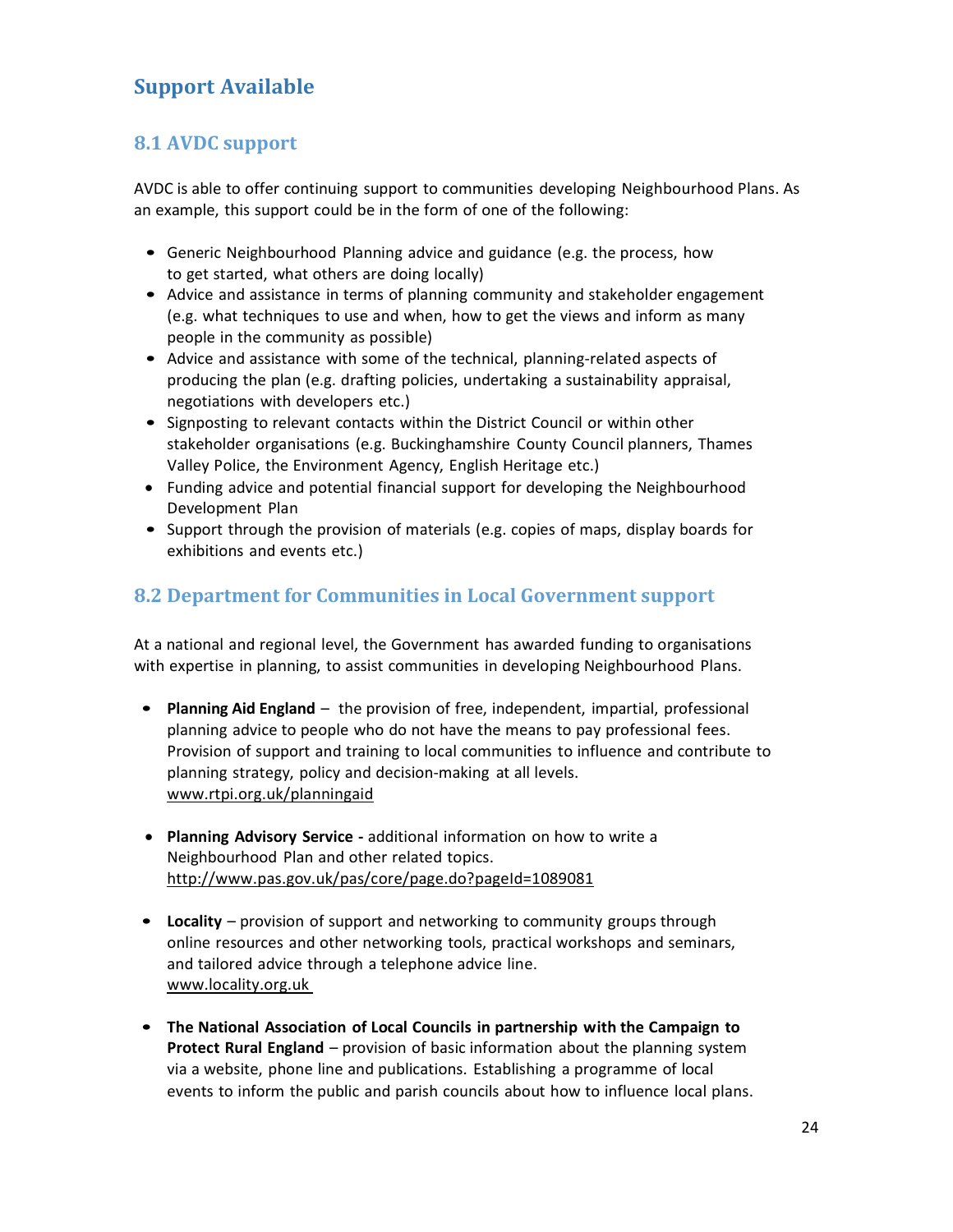# Support Available

## 8.1 AVDC support

AVDC is able to offer continuing support to communities developing Neighbourhood Plans. As an example, this support could be in the form of one of the following:

- Generic Neighbourhood Planning advice and guidance (e.g. the process, how to get started, what others are doing locally)
- Advice and assistance in terms of planning community and stakeholder engagement (e.g. what techniques to use and when, how to get the views and inform as many people in the community as possible)
- Advice and assistance with some of the technical, planning-related aspects of producing the plan (e.g. drafting policies, undertaking a sustainability appraisal, negotiations with developers etc.)
- Signposting to relevant contacts within the District Council or within other stakeholder organisations (e.g. Buckinghamshire County Council planners, Thames Valley Police, the Environment Agency, English Heritage etc.)
- Funding advice and potential financial support for developing the Neighbourhood Development Plan
- Support through the provision of materials (e.g. copies of maps, display boards for exhibitions and events etc.)

## 8.2 Department for Communities in Local Government support

At a national and regional level, the Government has awarded funding to organisations with expertise in planning, to assist communities in developing Neighbourhood Plans.

- **Planning Aid England** – the provision of free, independent, impartial, professional planning advice to people who do not have the means to pay professional fees. Provision of support and training to local communities to influence and contribute to planning strategy, policy and decision-making at all levels.
  www.rtpi.org.uk/planningaid

- **Planning Advisory Service -** additional information on how to write a Neighbourhood Plan and other related topics.
  http://www.pas.gov.uk/pas/core/page.do?pageId=1089081

- **Locality** – provision of support and networking to community groups through online resources and other networking tools, practical workshops and seminars, and tailored advice through a telephone advice line.
  www.locality.org.uk

- **The National Association of Local Councils in partnership with the Campaign to Protect Rural England** – provision of basic information about the planning system via a website, phone line and publications. Establishing a programme of local events to inform the public and parish councils about how to influence local plans.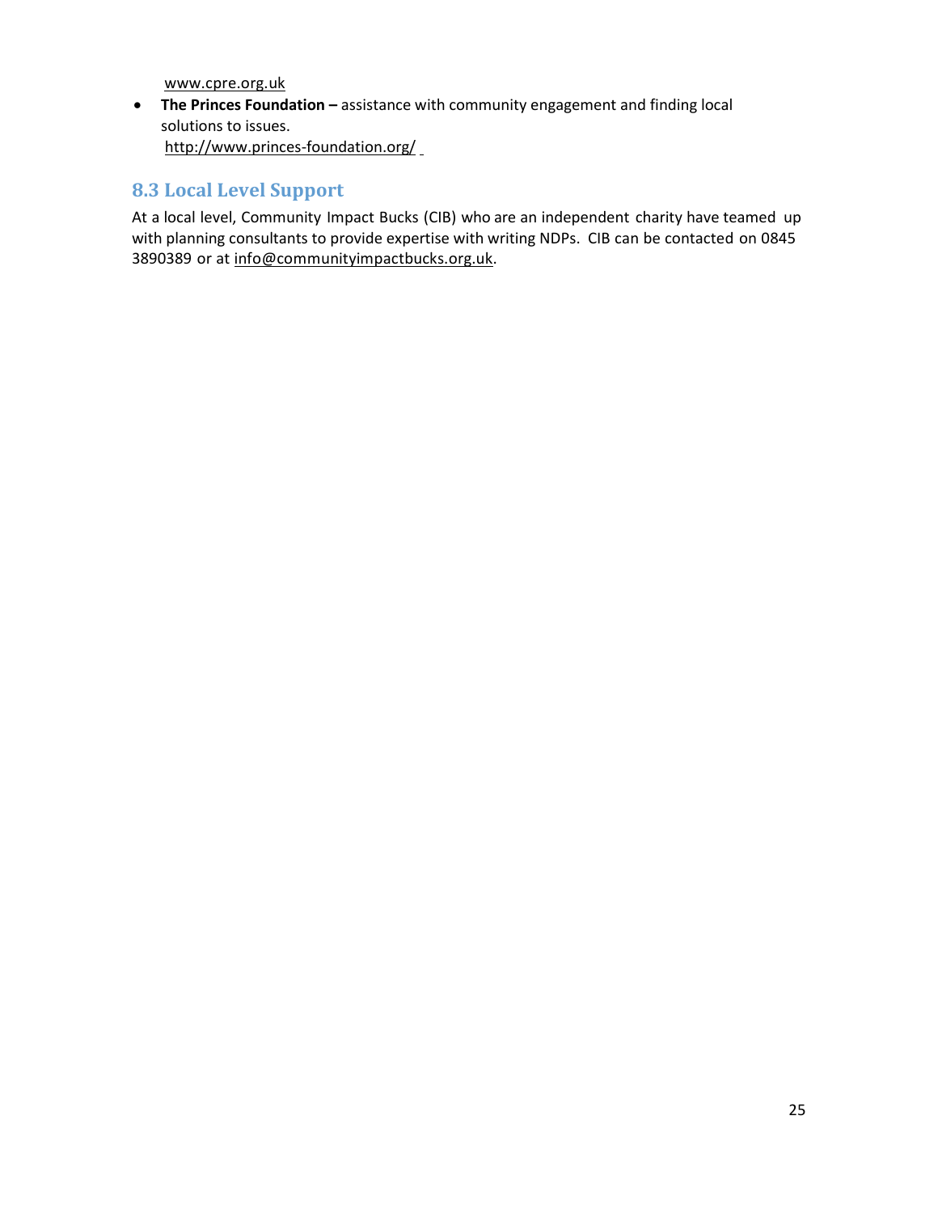www.cpre.org.uk

- **The Princes Foundation –** assistance with community engagement and finding local solutions to issues.
  http://www.princes-foundation.org/

## 8.3 Local Level Support

At a local level, Community Impact Bucks (CIB) who are an independent charity have teamed up with planning consultants to provide expertise with writing NDPs. CIB can be contacted on 0845 3890389 or at info@communityimpactbucks.org.uk.